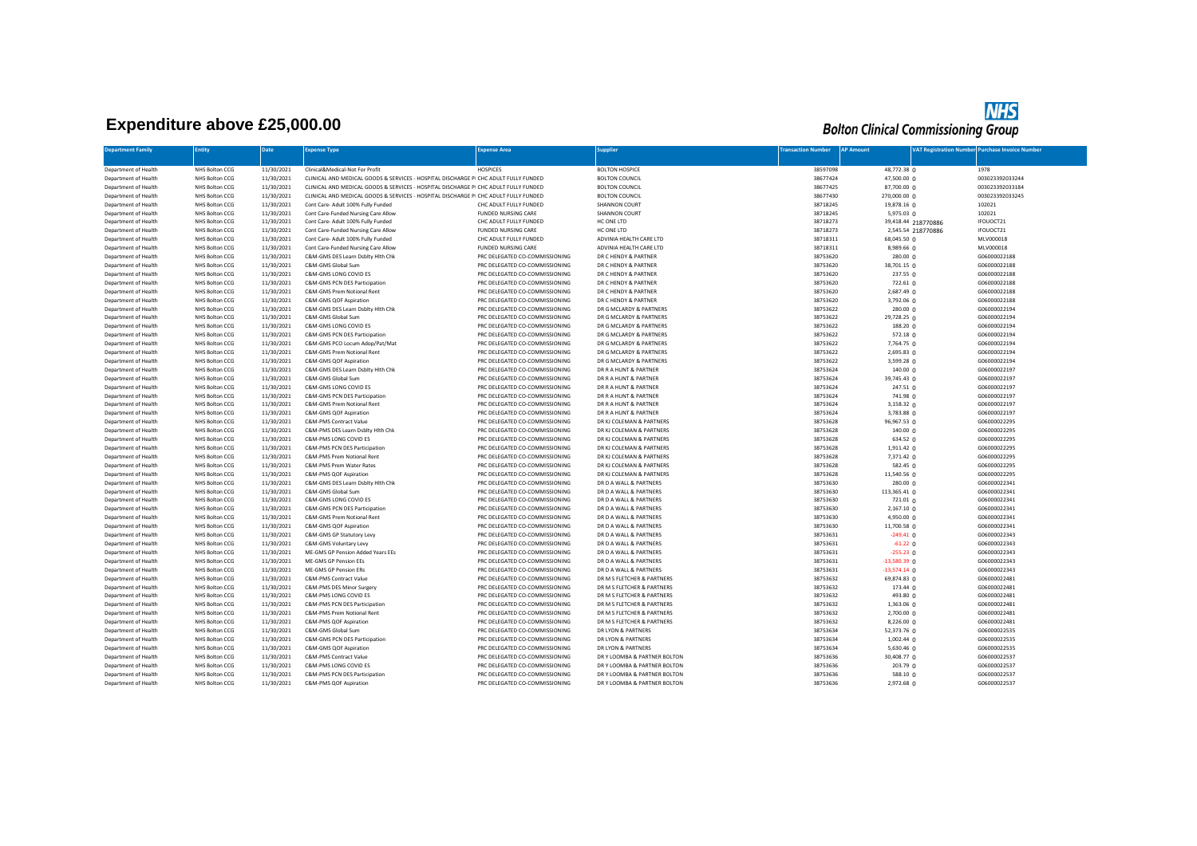# Expenditure above £25,000.00

**NHS Bolton Clinical Commissioning Group**

| Department Family | Entity | Date | Expense Type | Expense Area | Supplier | Transaction Number | AP Amount | VAT Registration Number | Purchase Invoice Number |
|---|---|---|---|---|---|---|---|---|---|
| Department of Health | NHS Bolton CCG | 11/30/2021 | Clinical&Medical-Not For Profit | HOSPICES | BOLTON HOSPICE | 38597098 | 48,772.38 | 0 | 1978 |
| Department of Health | NHS Bolton CCG | 11/30/2021 | CLINICAL AND MEDICAL GOODS & SERVICES - HOSPITAL DISCHARGE PI | CHC ADULT FULLY FUNDED | BOLTON COUNCIL | 38677424 | 47,500.00 | 0 | 003023392033244 |
| Department of Health | NHS Bolton CCG | 11/30/2021 | CLINICAL AND MEDICAL GOODS & SERVICES - HOSPITAL DISCHARGE PI | CHC ADULT FULLY FUNDED | BOLTON COUNCIL | 38677425 | 87,700.00 | 0 | 003023392033184 |
| Department of Health | NHS Bolton CCG | 11/30/2021 | CLINICAL AND MEDICAL GOODS & SERVICES - HOSPITAL DISCHARGE PI | CHC ADULT FULLY FUNDED | BOLTON COUNCIL | 38677430 | 270,000.00 | 0 | 003023392033245 |
| Department of Health | NHS Bolton CCG | 11/30/2021 | Cont Care- Adult 100% Fully Funded | CHC ADULT FULLY FUNDED | SHANNON COURT | 38718245 | 19,878.16 | 0 | 102021 |
| Department of Health | NHS Bolton CCG | 11/30/2021 | Cont Care-Funded Nursing Care Allow | FUNDED NURSING CARE | SHANNON COURT | 38718245 | 5,975.03 | 0 | 102021 |
| Department of Health | NHS Bolton CCG | 11/30/2021 | Cont Care- Adult 100% Fully Funded | CHC ADULT FULLY FUNDED | HC ONE LTD | 38718273 | 39,418.44 | 218770886 | IFOUOCT21 |
| Department of Health | NHS Bolton CCG | 11/30/2021 | Cont Care-Funded Nursing Care Allow | FUNDED NURSING CARE | HC ONE LTD | 38718273 | 2,545.54 | 218770886 | IFOUOCT21 |
| Department of Health | NHS Bolton CCG | 11/30/2021 | Cont Care- Adult 100% Fully Funded | CHC ADULT FULLY FUNDED | ADVINIA HEALTH CARE LTD | 38718311 | 68,045.50 | 0 | MLV000018 |
| Department of Health | NHS Bolton CCG | 11/30/2021 | Cont Care-Funded Nursing Care Allow | FUNDED NURSING CARE | ADVINIA HEALTH CARE LTD | 38718311 | 8,989.66 | 0 | MLV000018 |
| Department of Health | NHS Bolton CCG | 11/30/2021 | C&M-GMS DES Learn Dsblty Hlth Chk | PRC DELEGATED CO-COMMISSIONING | DR C HENDY & PARTNER | 38753620 | 280.00 | 0 | G06000022188 |
| Department of Health | NHS Bolton CCG | 11/30/2021 | C&M-GMS Global Sum | PRC DELEGATED CO-COMMISSIONING | DR C HENDY & PARTNER | 38753620 | 38,701.15 | 0 | G06000022188 |
| Department of Health | NHS Bolton CCG | 11/30/2021 | C&M-GMS LONG COVID ES | PRC DELEGATED CO-COMMISSIONING | DR C HENDY & PARTNER | 38753620 | 237.55 | 0 | G06000022188 |
| Department of Health | NHS Bolton CCG | 11/30/2021 | C&M-GMS PCN DES Participation | PRC DELEGATED CO-COMMISSIONING | DR C HENDY & PARTNER | 38753620 | 722.61 | 0 | G06000022188 |
| Department of Health | NHS Bolton CCG | 11/30/2021 | C&M-GMS Prem Notional Rent | PRC DELEGATED CO-COMMISSIONING | DR C HENDY & PARTNER | 38753620 | 2,687.49 | 0 | G06000022188 |
| Department of Health | NHS Bolton CCG | 11/30/2021 | C&M-GMS QOF Aspiration | PRC DELEGATED CO-COMMISSIONING | DR C HENDY & PARTNER | 38753620 | 3,792.06 | 0 | G06000022188 |
| Department of Health | NHS Bolton CCG | 11/30/2021 | C&M-GMS DES Learn Dsblty Hlth Chk | PRC DELEGATED CO-COMMISSIONING | DR G MCLARDY & PARTNERS | 38753622 | 280.00 | 0 | G06000022194 |
| Department of Health | NHS Bolton CCG | 11/30/2021 | C&M-GMS Global Sum | PRC DELEGATED CO-COMMISSIONING | DR G MCLARDY & PARTNERS | 38753622 | 29,728.25 | 0 | G06000022194 |
| Department of Health | NHS Bolton CCG | 11/30/2021 | C&M-GMS LONG COVID ES | PRC DELEGATED CO-COMMISSIONING | DR G MCLARDY & PARTNERS | 38753622 | 188.20 | 0 | G06000022194 |
| Department of Health | NHS Bolton CCG | 11/30/2021 | C&M-GMS PCN DES Participation | PRC DELEGATED CO-COMMISSIONING | DR G MCLARDY & PARTNERS | 38753622 | 572.18 | 0 | G06000022194 |
| Department of Health | NHS Bolton CCG | 11/30/2021 | C&M-GMS PCO Locum Adop/Pat/Mat | PRC DELEGATED CO-COMMISSIONING | DR G MCLARDY & PARTNERS | 38753622 | 7,764.75 | 0 | G06000022194 |
| Department of Health | NHS Bolton CCG | 11/30/2021 | C&M-GMS Prem Notional Rent | PRC DELEGATED CO-COMMISSIONING | DR G MCLARDY & PARTNERS | 38753622 | 2,695.83 | 0 | G06000022194 |
| Department of Health | NHS Bolton CCG | 11/30/2021 | C&M-GMS QOF Aspiration | PRC DELEGATED CO-COMMISSIONING | DR G MCLARDY & PARTNERS | 38753622 | 3,599.28 | 0 | G06000022194 |
| Department of Health | NHS Bolton CCG | 11/30/2021 | C&M-GMS DES Learn Dsblty Hlth Chk | PRC DELEGATED CO-COMMISSIONING | DR R A HUNT & PARTNER | 38753624 | 140.00 | 0 | G06000022197 |
| Department of Health | NHS Bolton CCG | 11/30/2021 | C&M-GMS Global Sum | PRC DELEGATED CO-COMMISSIONING | DR R A HUNT & PARTNER | 38753624 | 39,745.43 | 0 | G06000022197 |
| Department of Health | NHS Bolton CCG | 11/30/2021 | C&M-GMS LONG COVID ES | PRC DELEGATED CO-COMMISSIONING | DR R A HUNT & PARTNER | 38753624 | 247.51 | 0 | G06000022197 |
| Department of Health | NHS Bolton CCG | 11/30/2021 | C&M-GMS PCN DES Participation | PRC DELEGATED CO-COMMISSIONING | DR R A HUNT & PARTNER | 38753624 | 741.98 | 0 | G06000022197 |
| Department of Health | NHS Bolton CCG | 11/30/2021 | C&M-GMS Prem Notional Rent | PRC DELEGATED CO-COMMISSIONING | DR R A HUNT & PARTNER | 38753624 | 3,158.32 | 0 | G06000022197 |
| Department of Health | NHS Bolton CCG | 11/30/2021 | C&M-GMS QOF Aspiration | PRC DELEGATED CO-COMMISSIONING | DR R A HUNT & PARTNER | 38753624 | 3,783.88 | 0 | G06000022197 |
| Department of Health | NHS Bolton CCG | 11/30/2021 | C&M-PMS Contract Value | PRC DELEGATED CO-COMMISSIONING | DR KJ COLEMAN & PARTNERS | 38753628 | 96,967.53 | 0 | G06000022295 |
| Department of Health | NHS Bolton CCG | 11/30/2021 | C&M-PMS DES Learn Dsblty Hlth Chk | PRC DELEGATED CO-COMMISSIONING | DR KJ COLEMAN & PARTNERS | 38753628 | 140.00 | 0 | G06000022295 |
| Department of Health | NHS Bolton CCG | 11/30/2021 | C&M-PMS LONG COVID ES | PRC DELEGATED CO-COMMISSIONING | DR KJ COLEMAN & PARTNERS | 38753628 | 634.52 | 0 | G06000022295 |
| Department of Health | NHS Bolton CCG | 11/30/2021 | C&M-PMS PCN DES Participation | PRC DELEGATED CO-COMMISSIONING | DR KJ COLEMAN & PARTNERS | 38753628 | 1,911.42 | 0 | G06000022295 |
| Department of Health | NHS Bolton CCG | 11/30/2021 | C&M-PMS Prem Notional Rent | PRC DELEGATED CO-COMMISSIONING | DR KJ COLEMAN & PARTNERS | 38753628 | 7,371.42 | 0 | G06000022295 |
| Department of Health | NHS Bolton CCG | 11/30/2021 | C&M-PMS Prem Water Rates | PRC DELEGATED CO-COMMISSIONING | DR KJ COLEMAN & PARTNERS | 38753628 | 582.45 | 0 | G06000022295 |
| Department of Health | NHS Bolton CCG | 11/30/2021 | C&M-PMS QOF Aspiration | PRC DELEGATED CO-COMMISSIONING | DR KJ COLEMAN & PARTNERS | 38753628 | 11,540.56 | 0 | G06000022295 |
| Department of Health | NHS Bolton CCG | 11/30/2021 | C&M-GMS DES Learn Dsblty Hlth Chk | PRC DELEGATED CO-COMMISSIONING | DR D A WALL & PARTNERS | 38753630 | 280.00 | 0 | G06000022341 |
| Department of Health | NHS Bolton CCG | 11/30/2021 | C&M-GMS Global Sum | PRC DELEGATED CO-COMMISSIONING | DR D A WALL & PARTNERS | 38753630 | 113,365.41 | 0 | G06000022341 |
| Department of Health | NHS Bolton CCG | 11/30/2021 | C&M-GMS LONG COVID ES | PRC DELEGATED CO-COMMISSIONING | DR D A WALL & PARTNERS | 38753630 | 721.01 | 0 | G06000022341 |
| Department of Health | NHS Bolton CCG | 11/30/2021 | C&M-GMS PCN DES Participation | PRC DELEGATED CO-COMMISSIONING | DR D A WALL & PARTNERS | 38753630 | 2,167.10 | 0 | G06000022341 |
| Department of Health | NHS Bolton CCG | 11/30/2021 | C&M-GMS Prem Notional Rent | PRC DELEGATED CO-COMMISSIONING | DR D A WALL & PARTNERS | 38753630 | 4,950.00 | 0 | G06000022341 |
| Department of Health | NHS Bolton CCG | 11/30/2021 | C&M-GMS QOF Aspiration | PRC DELEGATED CO-COMMISSIONING | DR D A WALL & PARTNERS | 38753630 | 11,700.58 | 0 | G06000022341 |
| Department of Health | NHS Bolton CCG | 11/30/2021 | C&M-GMS GP Statutory Levy | PRC DELEGATED CO-COMMISSIONING | DR D A WALL & PARTNERS | 38753631 | -249.41 | 0 | G06000022343 |
| Department of Health | NHS Bolton CCG | 11/30/2021 | C&M-GMS Voluntary Levy | PRC DELEGATED CO-COMMISSIONING | DR D A WALL & PARTNERS | 38753631 | -61.22 | 0 | G06000022343 |
| Department of Health | NHS Bolton CCG | 11/30/2021 | ME-GMS GP Pension Added Years EEs | PRC DELEGATED CO-COMMISSIONING | DR D A WALL & PARTNERS | 38753631 | -255.23 | 0 | G06000022343 |
| Department of Health | NHS Bolton CCG | 11/30/2021 | ME-GMS GP Pension EEs | PRC DELEGATED CO-COMMISSIONING | DR D A WALL & PARTNERS | 38753631 | -13,580.39 | 0 | G06000022343 |
| Department of Health | NHS Bolton CCG | 11/30/2021 | ME-GMS GP Pension ERs | PRC DELEGATED CO-COMMISSIONING | DR D A WALL & PARTNERS | 38753631 | -13,574.14 | 0 | G06000022343 |
| Department of Health | NHS Bolton CCG | 11/30/2021 | C&M-PMS Contract Value | PRC DELEGATED CO-COMMISSIONING | DR M S FLETCHER & PARTNERS | 38753632 | 69,874.83 | 0 | G06000022481 |
| Department of Health | NHS Bolton CCG | 11/30/2021 | C&M-PMS DES Minor Surgery | PRC DELEGATED CO-COMMISSIONING | DR M S FLETCHER & PARTNERS | 38753632 | 173.44 | 0 | G06000022481 |
| Department of Health | NHS Bolton CCG | 11/30/2021 | C&M-PMS LONG COVID ES | PRC DELEGATED CO-COMMISSIONING | DR M S FLETCHER & PARTNERS | 38753632 | 493.80 | 0 | G06000022481 |
| Department of Health | NHS Bolton CCG | 11/30/2021 | C&M-PMS PCN DES Participation | PRC DELEGATED CO-COMMISSIONING | DR M S FLETCHER & PARTNERS | 38753632 | 1,363.06 | 0 | G06000022481 |
| Department of Health | NHS Bolton CCG | 11/30/2021 | C&M-PMS Prem Notional Rent | PRC DELEGATED CO-COMMISSIONING | DR M S FLETCHER & PARTNERS | 38753632 | 2,700.00 | 0 | G06000022481 |
| Department of Health | NHS Bolton CCG | 11/30/2021 | C&M-PMS QOF Aspiration | PRC DELEGATED CO-COMMISSIONING | DR M S FLETCHER & PARTNERS | 38753632 | 8,226.00 | 0 | G06000022481 |
| Department of Health | NHS Bolton CCG | 11/30/2021 | C&M-GMS Global Sum | PRC DELEGATED CO-COMMISSIONING | DR LYON & PARTNERS | 38753634 | 52,373.76 | 0 | G06000022535 |
| Department of Health | NHS Bolton CCG | 11/30/2021 | C&M-GMS PCN DES Participation | PRC DELEGATED CO-COMMISSIONING | DR LYON & PARTNERS | 38753634 | 1,002.44 | 0 | G06000022535 |
| Department of Health | NHS Bolton CCG | 11/30/2021 | C&M-GMS QOF Aspiration | PRC DELEGATED CO-COMMISSIONING | DR LYON & PARTNERS | 38753634 | 5,630.46 | 0 | G06000022535 |
| Department of Health | NHS Bolton CCG | 11/30/2021 | C&M-PMS Contract Value | PRC DELEGATED CO-COMMISSIONING | DR Y LOOMBA & PARTNER BOLTON | 38753636 | 30,408.77 | 0 | G06000022537 |
| Department of Health | NHS Bolton CCG | 11/30/2021 | C&M-PMS LONG COVID ES | PRC DELEGATED CO-COMMISSIONING | DR Y LOOMBA & PARTNER BOLTON | 38753636 | 203.79 | 0 | G06000022537 |
| Department of Health | NHS Bolton CCG | 11/30/2021 | C&M-PMS PCN DES Participation | PRC DELEGATED CO-COMMISSIONING | DR Y LOOMBA & PARTNER BOLTON | 38753636 | 588.10 | 0 | G06000022537 |
| Department of Health | NHS Bolton CCG | 11/30/2021 | C&M-PMS QOF Aspiration | PRC DELEGATED CO-COMMISSIONING | DR Y LOOMBA & PARTNER BOLTON | 38753636 | 2,972.68 | 0 | G06000022537 |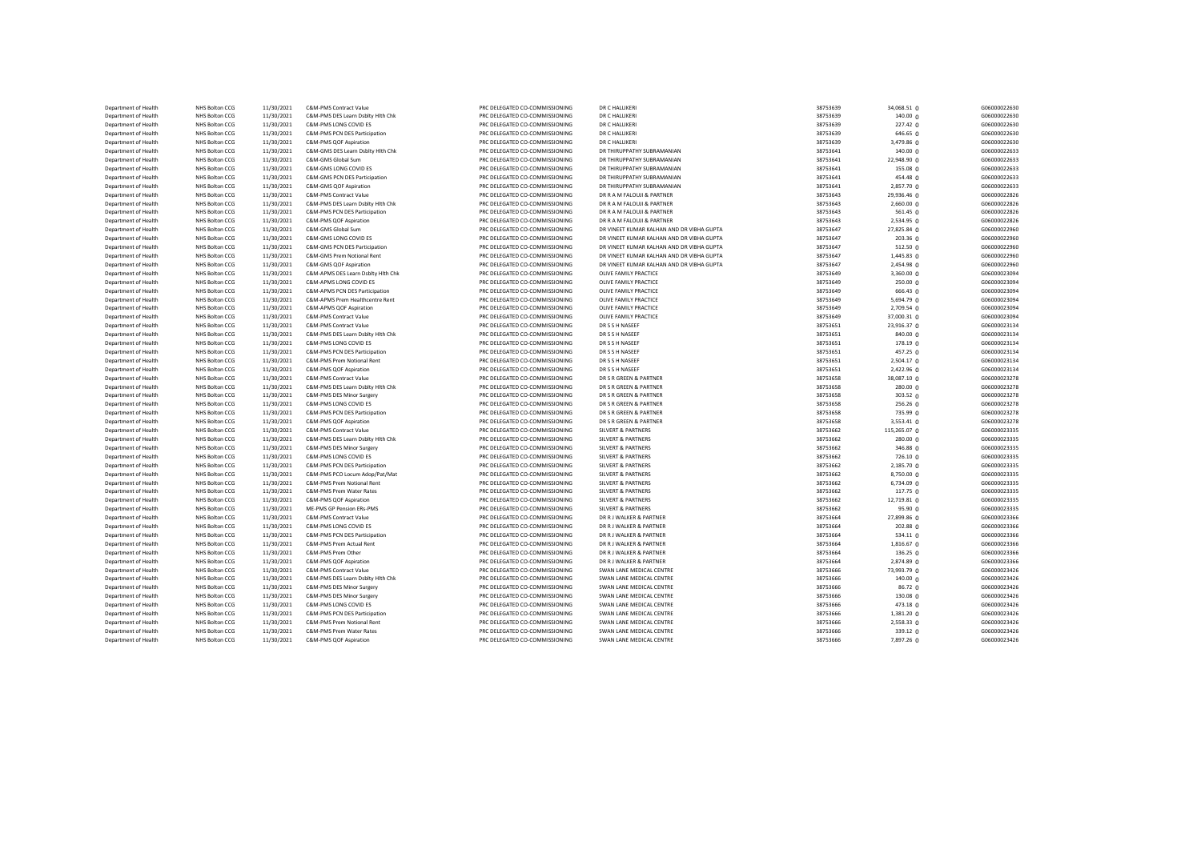| | | | | | | | | |
|---|---|---|---|---|---|---|---|---|
| Department of Health | NHS Bolton CCG | 11/30/2021 | C&M-PMS Contract Value | PRC DELEGATED CO-COMMISSIONING | DR C HALLIKERI | 38753639 | 34,068.51 | G06000022630 |
| Department of Health | NHS Bolton CCG | 11/30/2021 | C&M-PMS DES Learn Dsblty Hlth Chk | PRC DELEGATED CO-COMMISSIONING | DR C HALLIKERI | 38753639 | 140.00 | G06000022630 |
| Department of Health | NHS Bolton CCG | 11/30/2021 | C&M-PMS LONG COVID ES | PRC DELEGATED CO-COMMISSIONING | DR C HALLIKERI | 38753639 | 227.42 | G06000022630 |
| Department of Health | NHS Bolton CCG | 11/30/2021 | C&M-PMS PCN DES Participation | PRC DELEGATED CO-COMMISSIONING | DR C HALLIKERI | 38753639 | 646.65 | G06000022630 |
| Department of Health | NHS Bolton CCG | 11/30/2021 | C&M-PMS QOF Aspiration | PRC DELEGATED CO-COMMISSIONING | DR C HALLIKERI | 38753639 | 3,479.86 | G06000022630 |
| Department of Health | NHS Bolton CCG | 11/30/2021 | C&M-GMS DES Learn Dsblty Hlth Chk | PRC DELEGATED CO-COMMISSIONING | DR THIRUPPATHY SUBRAMANIAN | 38753641 | 140.00 | G06000022633 |
| Department of Health | NHS Bolton CCG | 11/30/2021 | C&M-GMS Global Sum | PRC DELEGATED CO-COMMISSIONING | DR THIRUPPATHY SUBRAMANIAN | 38753641 | 22,948.90 | G06000022633 |
| Department of Health | NHS Bolton CCG | 11/30/2021 | C&M-GMS LONG COVID ES | PRC DELEGATED CO-COMMISSIONING | DR THIRUPPATHY SUBRAMANIAN | 38753641 | 155.08 | G06000022633 |
| Department of Health | NHS Bolton CCG | 11/30/2021 | C&M-GMS PCN DES Participation | PRC DELEGATED CO-COMMISSIONING | DR THIRUPPATHY SUBRAMANIAN | 38753641 | 454.48 | G06000022633 |
| Department of Health | NHS Bolton CCG | 11/30/2021 | C&M-GMS QOF Aspiration | PRC DELEGATED CO-COMMISSIONING | DR THIRUPPATHY SUBRAMANIAN | 38753641 | 2,857.70 | G06000022633 |
| Department of Health | NHS Bolton CCG | 11/30/2021 | C&M-PMS Contract Value | PRC DELEGATED CO-COMMISSIONING | DR R A M FALOUJI & PARTNER | 38753643 | 29,936.46 | G06000022826 |
| Department of Health | NHS Bolton CCG | 11/30/2021 | C&M-PMS DES Learn Dsblty Hlth Chk | PRC DELEGATED CO-COMMISSIONING | DR R A M FALOUJI & PARTNER | 38753643 | 2,660.00 | G06000022826 |
| Department of Health | NHS Bolton CCG | 11/30/2021 | C&M-PMS PCN DES Participation | PRC DELEGATED CO-COMMISSIONING | DR R A M FALOUJI & PARTNER | 38753643 | 561.45 | G06000022826 |
| Department of Health | NHS Bolton CCG | 11/30/2021 | C&M-PMS QOF Aspiration | PRC DELEGATED CO-COMMISSIONING | DR R A M FALOUJI & PARTNER | 38753643 | 2,534.95 | G06000022826 |
| Department of Health | NHS Bolton CCG | 11/30/2021 | C&M-GMS Global Sum | PRC DELEGATED CO-COMMISSIONING | DR VINEET KUMAR KALHAN AND DR VIBHA GUPTA | 38753647 | 27,825.84 | G06000022960 |
| Department of Health | NHS Bolton CCG | 11/30/2021 | C&M-GMS LONG COVID ES | PRC DELEGATED CO-COMMISSIONING | DR VINEET KUMAR KALHAN AND DR VIBHA GUPTA | 38753647 | 203.36 | G06000022960 |
| Department of Health | NHS Bolton CCG | 11/30/2021 | C&M-GMS PCN DES Participation | PRC DELEGATED CO-COMMISSIONING | DR VINEET KUMAR KALHAN AND DR VIBHA GUPTA | 38753647 | 512.50 | G06000022960 |
| Department of Health | NHS Bolton CCG | 11/30/2021 | C&M-GMS Prem Notional Rent | PRC DELEGATED CO-COMMISSIONING | DR VINEET KUMAR KALHAN AND DR VIBHA GUPTA | 38753647 | 1,445.83 | G06000022960 |
| Department of Health | NHS Bolton CCG | 11/30/2021 | C&M-GMS QOF Aspiration | PRC DELEGATED CO-COMMISSIONING | DR VINEET KUMAR KALHAN AND DR VIBHA GUPTA | 38753647 | 2,454.98 | G06000022960 |
| Department of Health | NHS Bolton CCG | 11/30/2021 | C&M-APMS DES Learn Dsblty Hlth Chk | PRC DELEGATED CO-COMMISSIONING | OLIVE FAMILY PRACTICE | 38753649 | 3,360.00 | G06000023094 |
| Department of Health | NHS Bolton CCG | 11/30/2021 | C&M-APMS LONG COVID ES | PRC DELEGATED CO-COMMISSIONING | OLIVE FAMILY PRACTICE | 38753649 | 250.00 | G06000023094 |
| Department of Health | NHS Bolton CCG | 11/30/2021 | C&M-APMS PCN DES Participation | PRC DELEGATED CO-COMMISSIONING | OLIVE FAMILY PRACTICE | 38753649 | 666.43 | G06000023094 |
| Department of Health | NHS Bolton CCG | 11/30/2021 | C&M-APMS Prem Healthcentre Rent | PRC DELEGATED CO-COMMISSIONING | OLIVE FAMILY PRACTICE | 38753649 | 5,694.79 | G06000023094 |
| Department of Health | NHS Bolton CCG | 11/30/2021 | C&M-APMS QOF Aspiration | PRC DELEGATED CO-COMMISSIONING | OLIVE FAMILY PRACTICE | 38753649 | 2,709.54 | G06000023094 |
| Department of Health | NHS Bolton CCG | 11/30/2021 | C&M-PMS Contract Value | PRC DELEGATED CO-COMMISSIONING | OLIVE FAMILY PRACTICE | 38753649 | 37,000.31 | G06000023094 |
| Department of Health | NHS Bolton CCG | 11/30/2021 | C&M-PMS Contract Value | PRC DELEGATED CO-COMMISSIONING | DR S S H NASEEF | 38753651 | 23,916.37 | G06000023134 |
| Department of Health | NHS Bolton CCG | 11/30/2021 | C&M-PMS DES Learn Dsblty Hlth Chk | PRC DELEGATED CO-COMMISSIONING | DR S S H NASEEF | 38753651 | 840.00 | G06000023134 |
| Department of Health | NHS Bolton CCG | 11/30/2021 | C&M-PMS LONG COVID ES | PRC DELEGATED CO-COMMISSIONING | DR S S H NASEEF | 38753651 | 178.19 | G06000023134 |
| Department of Health | NHS Bolton CCG | 11/30/2021 | C&M-PMS PCN DES Participation | PRC DELEGATED CO-COMMISSIONING | DR S S H NASEEF | 38753651 | 457.25 | G06000023134 |
| Department of Health | NHS Bolton CCG | 11/30/2021 | C&M-PMS Prem Notional Rent | PRC DELEGATED CO-COMMISSIONING | DR S S H NASEEF | 38753651 | 2,504.17 | G06000023134 |
| Department of Health | NHS Bolton CCG | 11/30/2021 | C&M-PMS QOF Aspiration | PRC DELEGATED CO-COMMISSIONING | DR S S H NASEEF | 38753651 | 2,422.96 | G06000023134 |
| Department of Health | NHS Bolton CCG | 11/30/2021 | C&M-PMS Contract Value | PRC DELEGATED CO-COMMISSIONING | DR S R GREEN & PARTNER | 38753658 | 38,087.10 | G06000023278 |
| Department of Health | NHS Bolton CCG | 11/30/2021 | C&M-PMS DES Learn Dsblty Hlth Chk | PRC DELEGATED CO-COMMISSIONING | DR S R GREEN & PARTNER | 38753658 | 280.00 | G06000023278 |
| Department of Health | NHS Bolton CCG | 11/30/2021 | C&M-PMS DES Minor Surgery | PRC DELEGATED CO-COMMISSIONING | DR S R GREEN & PARTNER | 38753658 | 303.52 | G06000023278 |
| Department of Health | NHS Bolton CCG | 11/30/2021 | C&M-PMS LONG COVID ES | PRC DELEGATED CO-COMMISSIONING | DR S R GREEN & PARTNER | 38753658 | 256.26 | G06000023278 |
| Department of Health | NHS Bolton CCG | 11/30/2021 | C&M-PMS PCN DES Participation | PRC DELEGATED CO-COMMISSIONING | DR S R GREEN & PARTNER | 38753658 | 735.99 | G06000023278 |
| Department of Health | NHS Bolton CCG | 11/30/2021 | C&M-PMS QOF Aspiration | PRC DELEGATED CO-COMMISSIONING | DR S R GREEN & PARTNER | 38753658 | 3,553.41 | G06000023278 |
| Department of Health | NHS Bolton CCG | 11/30/2021 | C&M-PMS Contract Value | PRC DELEGATED CO-COMMISSIONING | SILVERT & PARTNERS | 38753662 | 115,265.07 | G06000023335 |
| Department of Health | NHS Bolton CCG | 11/30/2021 | C&M-PMS DES Learn Dsblty Hlth Chk | PRC DELEGATED CO-COMMISSIONING | SILVERT & PARTNERS | 38753662 | 280.00 | G06000023335 |
| Department of Health | NHS Bolton CCG | 11/30/2021 | C&M-PMS DES Minor Surgery | PRC DELEGATED CO-COMMISSIONING | SILVERT & PARTNERS | 38753662 | 346.88 | G06000023335 |
| Department of Health | NHS Bolton CCG | 11/30/2021 | C&M-PMS LONG COVID ES | PRC DELEGATED CO-COMMISSIONING | SILVERT & PARTNERS | 38753662 | 726.10 | G06000023335 |
| Department of Health | NHS Bolton CCG | 11/30/2021 | C&M-PMS PCN DES Participation | PRC DELEGATED CO-COMMISSIONING | SILVERT & PARTNERS | 38753662 | 2,185.70 | G06000023335 |
| Department of Health | NHS Bolton CCG | 11/30/2021 | C&M-PMS PCO Locum Adop/Pat/Mat | PRC DELEGATED CO-COMMISSIONING | SILVERT & PARTNERS | 38753662 | 8,750.00 | G06000023335 |
| Department of Health | NHS Bolton CCG | 11/30/2021 | C&M-PMS Prem Notional Rent | PRC DELEGATED CO-COMMISSIONING | SILVERT & PARTNERS | 38753662 | 6,734.09 | G06000023335 |
| Department of Health | NHS Bolton CCG | 11/30/2021 | C&M-PMS Prem Water Rates | PRC DELEGATED CO-COMMISSIONING | SILVERT & PARTNERS | 38753662 | 117.75 | G06000023335 |
| Department of Health | NHS Bolton CCG | 11/30/2021 | C&M-PMS QOF Aspiration | PRC DELEGATED CO-COMMISSIONING | SILVERT & PARTNERS | 38753662 | 12,719.81 | G06000023335 |
| Department of Health | NHS Bolton CCG | 11/30/2021 | ME-PMS GP Pension ERs-PMS | PRC DELEGATED CO-COMMISSIONING | SILVERT & PARTNERS | 38753662 | 95.90 | G06000023335 |
| Department of Health | NHS Bolton CCG | 11/30/2021 | C&M-PMS Contract Value | PRC DELEGATED CO-COMMISSIONING | DR R J WALKER & PARTNER | 38753664 | 27,899.86 | G06000023366 |
| Department of Health | NHS Bolton CCG | 11/30/2021 | C&M-PMS LONG COVID ES | PRC DELEGATED CO-COMMISSIONING | DR R J WALKER & PARTNER | 38753664 | 202.88 | G06000023366 |
| Department of Health | NHS Bolton CCG | 11/30/2021 | C&M-PMS PCN DES Participation | PRC DELEGATED CO-COMMISSIONING | DR R J WALKER & PARTNER | 38753664 | 534.11 | G06000023366 |
| Department of Health | NHS Bolton CCG | 11/30/2021 | C&M-PMS Prem Actual Rent | PRC DELEGATED CO-COMMISSIONING | DR R J WALKER & PARTNER | 38753664 | 1,816.67 | G06000023366 |
| Department of Health | NHS Bolton CCG | 11/30/2021 | C&M-PMS Prem Other | PRC DELEGATED CO-COMMISSIONING | DR R J WALKER & PARTNER | 38753664 | 136.25 | G06000023366 |
| Department of Health | NHS Bolton CCG | 11/30/2021 | C&M-PMS QOF Aspiration | PRC DELEGATED CO-COMMISSIONING | DR R J WALKER & PARTNER | 38753664 | 2,874.89 | G06000023366 |
| Department of Health | NHS Bolton CCG | 11/30/2021 | C&M-PMS Contract Value | PRC DELEGATED CO-COMMISSIONING | SWAN LANE MEDICAL CENTRE | 38753666 | 73,993.79 | G06000023426 |
| Department of Health | NHS Bolton CCG | 11/30/2021 | C&M-PMS DES Learn Dsblty Hlth Chk | PRC DELEGATED CO-COMMISSIONING | SWAN LANE MEDICAL CENTRE | 38753666 | 140.00 | G06000023426 |
| Department of Health | NHS Bolton CCG | 11/30/2021 | C&M-PMS DES Minor Surgery | PRC DELEGATED CO-COMMISSIONING | SWAN LANE MEDICAL CENTRE | 38753666 | 86.72 | G06000023426 |
| Department of Health | NHS Bolton CCG | 11/30/2021 | C&M-PMS DES Minor Surgery | PRC DELEGATED CO-COMMISSIONING | SWAN LANE MEDICAL CENTRE | 38753666 | 130.08 | G06000023426 |
| Department of Health | NHS Bolton CCG | 11/30/2021 | C&M-PMS LONG COVID ES | PRC DELEGATED CO-COMMISSIONING | SWAN LANE MEDICAL CENTRE | 38753666 | 473.18 | G06000023426 |
| Department of Health | NHS Bolton CCG | 11/30/2021 | C&M-PMS PCN DES Participation | PRC DELEGATED CO-COMMISSIONING | SWAN LANE MEDICAL CENTRE | 38753666 | 1,381.20 | G06000023426 |
| Department of Health | NHS Bolton CCG | 11/30/2021 | C&M-PMS Prem Notional Rent | PRC DELEGATED CO-COMMISSIONING | SWAN LANE MEDICAL CENTRE | 38753666 | 2,558.33 | G06000023426 |
| Department of Health | NHS Bolton CCG | 11/30/2021 | C&M-PMS Prem Water Rates | PRC DELEGATED CO-COMMISSIONING | SWAN LANE MEDICAL CENTRE | 38753666 | 339.12 | G06000023426 |
| Department of Health | NHS Bolton CCG | 11/30/2021 | C&M-PMS QOF Aspiration | PRC DELEGATED CO-COMMISSIONING | SWAN LANE MEDICAL CENTRE | 38753666 | 7,897.26 | G06000023426 |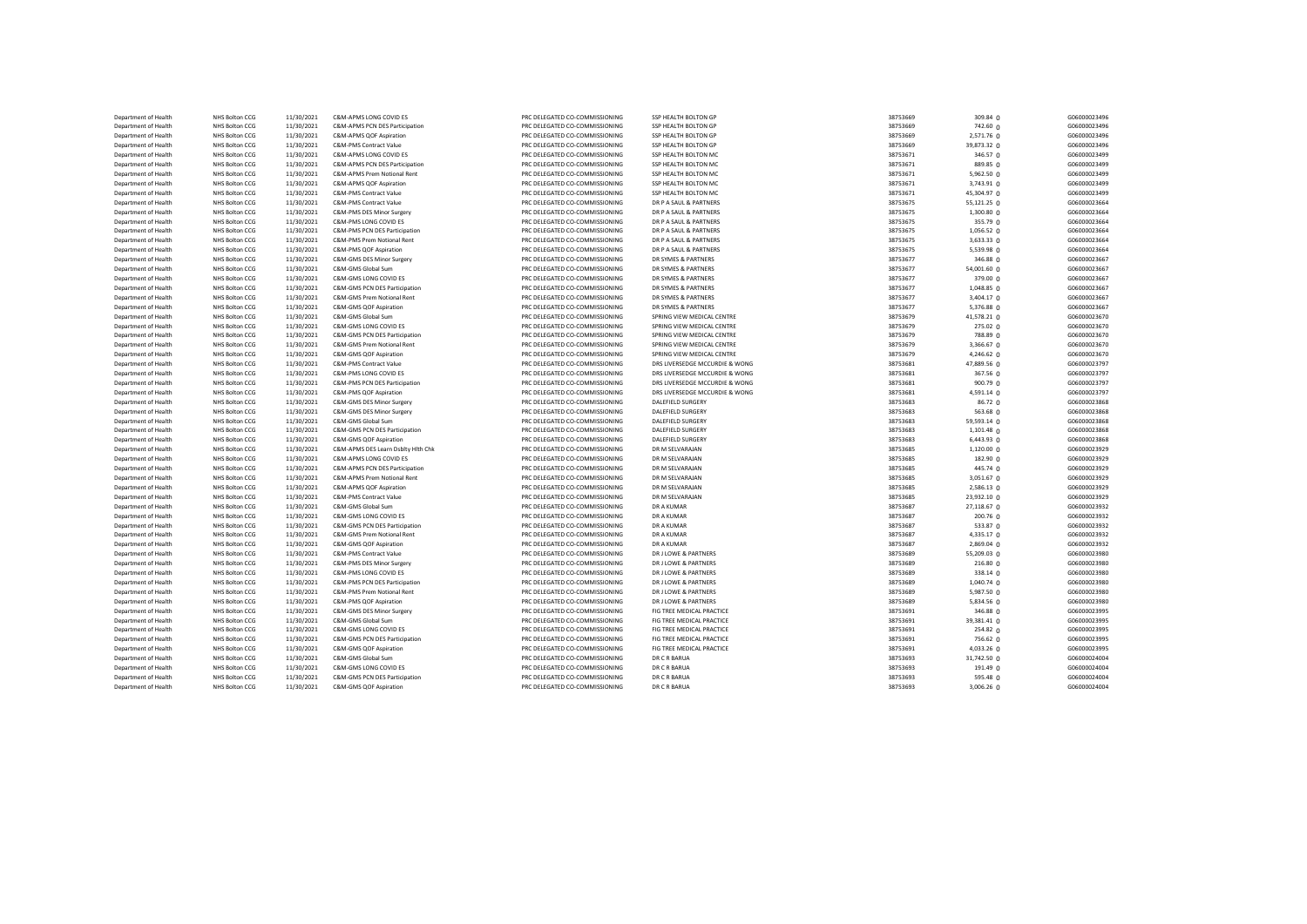| | | | | | | | | | |
|---|---|---|---|---|---|---|---|---|---|
| Department of Health | NHS Bolton CCG | 11/30/2021 | C&M-APMS LONG COVID ES | PRC DELEGATED CO-COMMISSIONING | SSP HEALTH BOLTON GP | 38753669 | 309.84 | 0 | G06000023496 |
| Department of Health | NHS Bolton CCG | 11/30/2021 | C&M-APMS PCN DES Participation | PRC DELEGATED CO-COMMISSIONING | SSP HEALTH BOLTON GP | 38753669 | 742.60 | 0 | G06000023496 |
| Department of Health | NHS Bolton CCG | 11/30/2021 | C&M-APMS QOF Aspiration | PRC DELEGATED CO-COMMISSIONING | SSP HEALTH BOLTON GP | 38753669 | 2,571.76 | 0 | G06000023496 |
| Department of Health | NHS Bolton CCG | 11/30/2021 | C&M-PMS Contract Value | PRC DELEGATED CO-COMMISSIONING | SSP HEALTH BOLTON GP | 38753669 | 39,873.32 | 0 | G06000023496 |
| Department of Health | NHS Bolton CCG | 11/30/2021 | C&M-APMS LONG COVID ES | PRC DELEGATED CO-COMMISSIONING | SSP HEALTH BOLTON MC | 38753671 | 346.57 | 0 | G06000023499 |
| Department of Health | NHS Bolton CCG | 11/30/2021 | C&M-APMS PCN DES Participation | PRC DELEGATED CO-COMMISSIONING | SSP HEALTH BOLTON MC | 38753671 | 889.85 | 0 | G06000023499 |
| Department of Health | NHS Bolton CCG | 11/30/2021 | C&M-APMS Prem Notional Rent | PRC DELEGATED CO-COMMISSIONING | SSP HEALTH BOLTON MC | 38753671 | 5,962.50 | 0 | G06000023499 |
| Department of Health | NHS Bolton CCG | 11/30/2021 | C&M-APMS QOF Aspiration | PRC DELEGATED CO-COMMISSIONING | SSP HEALTH BOLTON MC | 38753671 | 3,743.91 | 0 | G06000023499 |
| Department of Health | NHS Bolton CCG | 11/30/2021 | C&M-PMS Contract Value | PRC DELEGATED CO-COMMISSIONING | SSP HEALTH BOLTON MC | 38753671 | 45,304.97 | 0 | G06000023499 |
| Department of Health | NHS Bolton CCG | 11/30/2021 | C&M-PMS Contract Value | PRC DELEGATED CO-COMMISSIONING | DR P A SAUL & PARTNERS | 38753675 | 55,121.25 | 0 | G06000023664 |
| Department of Health | NHS Bolton CCG | 11/30/2021 | C&M-PMS DES Minor Surgery | PRC DELEGATED CO-COMMISSIONING | DR P A SAUL & PARTNERS | 38753675 | 1,300.80 | 0 | G06000023664 |
| Department of Health | NHS Bolton CCG | 11/30/2021 | C&M-PMS LONG COVID ES | PRC DELEGATED CO-COMMISSIONING | DR P A SAUL & PARTNERS | 38753675 | 355.79 | 0 | G06000023664 |
| Department of Health | NHS Bolton CCG | 11/30/2021 | C&M-PMS PCN DES Participation | PRC DELEGATED CO-COMMISSIONING | DR P A SAUL & PARTNERS | 38753675 | 1,056.52 | 0 | G06000023664 |
| Department of Health | NHS Bolton CCG | 11/30/2021 | C&M-PMS Prem Notional Rent | PRC DELEGATED CO-COMMISSIONING | DR P A SAUL & PARTNERS | 38753675 | 3,633.33 | 0 | G06000023664 |
| Department of Health | NHS Bolton CCG | 11/30/2021 | C&M-PMS QOF Aspiration | PRC DELEGATED CO-COMMISSIONING | DR P A SAUL & PARTNERS | 38753675 | 5,539.98 | 0 | G06000023664 |
| Department of Health | NHS Bolton CCG | 11/30/2021 | C&M-GMS DES Minor Surgery | PRC DELEGATED CO-COMMISSIONING | DR SYMES & PARTNERS | 38753677 | 346.88 | 0 | G06000023667 |
| Department of Health | NHS Bolton CCG | 11/30/2021 | C&M-GMS Global Sum | PRC DELEGATED CO-COMMISSIONING | DR SYMES & PARTNERS | 38753677 | 54,001.60 | 0 | G06000023667 |
| Department of Health | NHS Bolton CCG | 11/30/2021 | C&M-GMS LONG COVID ES | PRC DELEGATED CO-COMMISSIONING | DR SYMES & PARTNERS | 38753677 | 379.00 | 0 | G06000023667 |
| Department of Health | NHS Bolton CCG | 11/30/2021 | C&M-GMS PCN DES Participation | PRC DELEGATED CO-COMMISSIONING | DR SYMES & PARTNERS | 38753677 | 1,048.85 | 0 | G06000023667 |
| Department of Health | NHS Bolton CCG | 11/30/2021 | C&M-GMS Prem Notional Rent | PRC DELEGATED CO-COMMISSIONING | DR SYMES & PARTNERS | 38753677 | 3,404.17 | 0 | G06000023667 |
| Department of Health | NHS Bolton CCG | 11/30/2021 | C&M-GMS QOF Aspiration | PRC DELEGATED CO-COMMISSIONING | DR SYMES & PARTNERS | 38753677 | 5,376.88 | 0 | G06000023667 |
| Department of Health | NHS Bolton CCG | 11/30/2021 | C&M-GMS Global Sum | PRC DELEGATED CO-COMMISSIONING | SPRING VIEW MEDICAL CENTRE | 38753679 | 41,578.21 | 0 | G06000023670 |
| Department of Health | NHS Bolton CCG | 11/30/2021 | C&M-GMS LONG COVID ES | PRC DELEGATED CO-COMMISSIONING | SPRING VIEW MEDICAL CENTRE | 38753679 | 275.02 | 0 | G06000023670 |
| Department of Health | NHS Bolton CCG | 11/30/2021 | C&M-GMS PCN DES Participation | PRC DELEGATED CO-COMMISSIONING | SPRING VIEW MEDICAL CENTRE | 38753679 | 788.89 | 0 | G06000023670 |
| Department of Health | NHS Bolton CCG | 11/30/2021 | C&M-GMS Prem Notional Rent | PRC DELEGATED CO-COMMISSIONING | SPRING VIEW MEDICAL CENTRE | 38753679 | 3,366.67 | 0 | G06000023670 |
| Department of Health | NHS Bolton CCG | 11/30/2021 | C&M-GMS QOF Aspiration | PRC DELEGATED CO-COMMISSIONING | SPRING VIEW MEDICAL CENTRE | 38753679 | 4,246.62 | 0 | G06000023670 |
| Department of Health | NHS Bolton CCG | 11/30/2021 | C&M-PMS Contract Value | PRC DELEGATED CO-COMMISSIONING | DRS LIVERSEDGE MCCURDIE & WONG | 38753681 | 47,889.56 | 0 | G06000023797 |
| Department of Health | NHS Bolton CCG | 11/30/2021 | C&M-PMS LONG COVID ES | PRC DELEGATED CO-COMMISSIONING | DRS LIVERSEDGE MCCURDIE & WONG | 38753681 | 367.56 | 0 | G06000023797 |
| Department of Health | NHS Bolton CCG | 11/30/2021 | C&M-PMS PCN DES Participation | PRC DELEGATED CO-COMMISSIONING | DRS LIVERSEDGE MCCURDIE & WONG | 38753681 | 900.79 | 0 | G06000023797 |
| Department of Health | NHS Bolton CCG | 11/30/2021 | C&M-PMS QOF Aspiration | PRC DELEGATED CO-COMMISSIONING | DRS LIVERSEDGE MCCURDIE & WONG | 38753681 | 4,591.14 | 0 | G06000023797 |
| Department of Health | NHS Bolton CCG | 11/30/2021 | C&M-GMS DES Minor Surgery | PRC DELEGATED CO-COMMISSIONING | DALEFIELD SURGERY | 38753683 | 86.72 | 0 | G06000023868 |
| Department of Health | NHS Bolton CCG | 11/30/2021 | C&M-GMS DES Minor Surgery | PRC DELEGATED CO-COMMISSIONING | DALEFIELD SURGERY | 38753683 | 563.68 | 0 | G06000023868 |
| Department of Health | NHS Bolton CCG | 11/30/2021 | C&M-GMS Global Sum | PRC DELEGATED CO-COMMISSIONING | DALEFIELD SURGERY | 38753683 | 59,593.14 | 0 | G06000023868 |
| Department of Health | NHS Bolton CCG | 11/30/2021 | C&M-GMS PCN DES Participation | PRC DELEGATED CO-COMMISSIONING | DALEFIELD SURGERY | 38753683 | 1,101.48 | 0 | G06000023868 |
| Department of Health | NHS Bolton CCG | 11/30/2021 | C&M-GMS QOF Aspiration | PRC DELEGATED CO-COMMISSIONING | DALEFIELD SURGERY | 38753683 | 6,443.93 | 0 | G06000023868 |
| Department of Health | NHS Bolton CCG | 11/30/2021 | C&M-APMS DES Learn Dsblty Hlth Chk | PRC DELEGATED CO-COMMISSIONING | DR M SELVARAJAN | 38753685 | 1,120.00 | 0 | G06000023929 |
| Department of Health | NHS Bolton CCG | 11/30/2021 | C&M-APMS LONG COVID ES | PRC DELEGATED CO-COMMISSIONING | DR M SELVARAJAN | 38753685 | 182.90 | 0 | G06000023929 |
| Department of Health | NHS Bolton CCG | 11/30/2021 | C&M-APMS PCN DES Participation | PRC DELEGATED CO-COMMISSIONING | DR M SELVARAJAN | 38753685 | 445.74 | 0 | G06000023929 |
| Department of Health | NHS Bolton CCG | 11/30/2021 | C&M-APMS Prem Notional Rent | PRC DELEGATED CO-COMMISSIONING | DR M SELVARAJAN | 38753685 | 3,051.67 | 0 | G06000023929 |
| Department of Health | NHS Bolton CCG | 11/30/2021 | C&M-APMS QOF Aspiration | PRC DELEGATED CO-COMMISSIONING | DR M SELVARAJAN | 38753685 | 2,586.13 | 0 | G06000023929 |
| Department of Health | NHS Bolton CCG | 11/30/2021 | C&M-PMS Contract Value | PRC DELEGATED CO-COMMISSIONING | DR M SELVARAJAN | 38753685 | 23,932.10 | 0 | G06000023929 |
| Department of Health | NHS Bolton CCG | 11/30/2021 | C&M-GMS Global Sum | PRC DELEGATED CO-COMMISSIONING | DR A KUMAR | 38753687 | 27,118.67 | 0 | G06000023932 |
| Department of Health | NHS Bolton CCG | 11/30/2021 | C&M-GMS LONG COVID ES | PRC DELEGATED CO-COMMISSIONING | DR A KUMAR | 38753687 | 200.76 | 0 | G06000023932 |
| Department of Health | NHS Bolton CCG | 11/30/2021 | C&M-GMS PCN DES Participation | PRC DELEGATED CO-COMMISSIONING | DR A KUMAR | 38753687 | 533.87 | 0 | G06000023932 |
| Department of Health | NHS Bolton CCG | 11/30/2021 | C&M-GMS Prem Notional Rent | PRC DELEGATED CO-COMMISSIONING | DR A KUMAR | 38753687 | 4,335.17 | 0 | G06000023932 |
| Department of Health | NHS Bolton CCG | 11/30/2021 | C&M-GMS QOF Aspiration | PRC DELEGATED CO-COMMISSIONING | DR A KUMAR | 38753687 | 2,869.04 | 0 | G06000023932 |
| Department of Health | NHS Bolton CCG | 11/30/2021 | C&M-PMS Contract Value | PRC DELEGATED CO-COMMISSIONING | DR J LOWE & PARTNERS | 38753689 | 55,209.03 | 0 | G06000023980 |
| Department of Health | NHS Bolton CCG | 11/30/2021 | C&M-PMS DES Minor Surgery | PRC DELEGATED CO-COMMISSIONING | DR J LOWE & PARTNERS | 38753689 | 216.80 | 0 | G06000023980 |
| Department of Health | NHS Bolton CCG | 11/30/2021 | C&M-PMS LONG COVID ES | PRC DELEGATED CO-COMMISSIONING | DR J LOWE & PARTNERS | 38753689 | 338.14 | 0 | G06000023980 |
| Department of Health | NHS Bolton CCG | 11/30/2021 | C&M-PMS PCN DES Participation | PRC DELEGATED CO-COMMISSIONING | DR J LOWE & PARTNERS | 38753689 | 1,040.74 | 0 | G06000023980 |
| Department of Health | NHS Bolton CCG | 11/30/2021 | C&M-PMS Prem Notional Rent | PRC DELEGATED CO-COMMISSIONING | DR J LOWE & PARTNERS | 38753689 | 5,987.50 | 0 | G06000023980 |
| Department of Health | NHS Bolton CCG | 11/30/2021 | C&M-PMS QOF Aspiration | PRC DELEGATED CO-COMMISSIONING | DR J LOWE & PARTNERS | 38753689 | 5,834.56 | 0 | G06000023980 |
| Department of Health | NHS Bolton CCG | 11/30/2021 | C&M-GMS DES Minor Surgery | PRC DELEGATED CO-COMMISSIONING | FIG TREE MEDICAL PRACTICE | 38753691 | 346.88 | 0 | G06000023995 |
| Department of Health | NHS Bolton CCG | 11/30/2021 | C&M-GMS Global Sum | PRC DELEGATED CO-COMMISSIONING | FIG TREE MEDICAL PRACTICE | 38753691 | 39,381.41 | 0 | G06000023995 |
| Department of Health | NHS Bolton CCG | 11/30/2021 | C&M-GMS LONG COVID ES | PRC DELEGATED CO-COMMISSIONING | FIG TREE MEDICAL PRACTICE | 38753691 | 254.82 | 0 | G06000023995 |
| Department of Health | NHS Bolton CCG | 11/30/2021 | C&M-GMS PCN DES Participation | PRC DELEGATED CO-COMMISSIONING | FIG TREE MEDICAL PRACTICE | 38753691 | 756.62 | 0 | G06000023995 |
| Department of Health | NHS Bolton CCG | 11/30/2021 | C&M-GMS QOF Aspiration | PRC DELEGATED CO-COMMISSIONING | FIG TREE MEDICAL PRACTICE | 38753691 | 4,033.26 | 0 | G06000023995 |
| Department of Health | NHS Bolton CCG | 11/30/2021 | C&M-GMS Global Sum | PRC DELEGATED CO-COMMISSIONING | DR C R BARUA | 38753693 | 31,742.50 | 0 | G06000024004 |
| Department of Health | NHS Bolton CCG | 11/30/2021 | C&M-GMS LONG COVID ES | PRC DELEGATED CO-COMMISSIONING | DR C R BARUA | 38753693 | 191.49 | 0 | G06000024004 |
| Department of Health | NHS Bolton CCG | 11/30/2021 | C&M-GMS PCN DES Participation | PRC DELEGATED CO-COMMISSIONING | DR C R BARUA | 38753693 | 595.48 | 0 | G06000024004 |
| Department of Health | NHS Bolton CCG | 11/30/2021 | C&M-GMS QOF Aspiration | PRC DELEGATED CO-COMMISSIONING | DR C R BARUA | 38753693 | 3,006.26 | 0 | G06000024004 |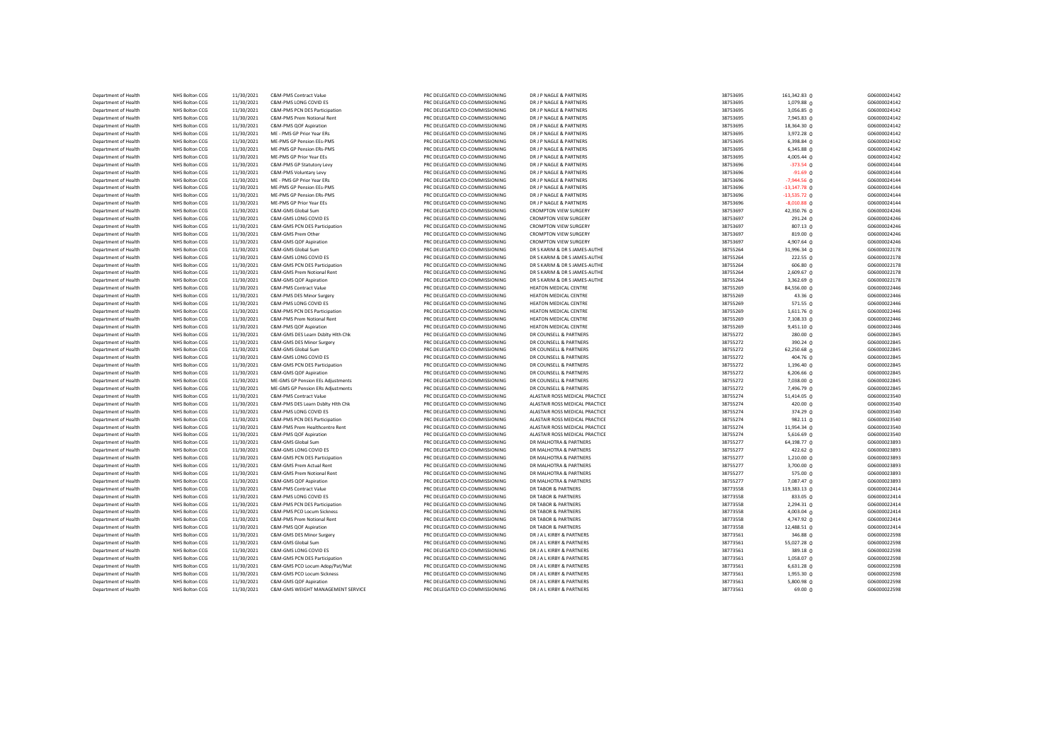| | | | | | | | | | |
|---|---|---|---|---|---|---|---|---|---|
| Department of Health | NHS Bolton CCG | 11/30/2021 | C&M-PMS Contract Value | PRC DELEGATED CO-COMMISSIONING | DR J P NAGLE & PARTNERS | 38753695 | 161,342.83 | 0 | G06000024142 |
| Department of Health | NHS Bolton CCG | 11/30/2021 | C&M-PMS LONG COVID ES | PRC DELEGATED CO-COMMISSIONING | DR J P NAGLE & PARTNERS | 38753695 | 1,079.88 | 0 | G06000024142 |
| Department of Health | NHS Bolton CCG | 11/30/2021 | C&M-PMS PCN DES Participation | PRC DELEGATED CO-COMMISSIONING | DR J P NAGLE & PARTNERS | 38753695 | 3,056.85 | 0 | G06000024142 |
| Department of Health | NHS Bolton CCG | 11/30/2021 | C&M-PMS Prem Notional Rent | PRC DELEGATED CO-COMMISSIONING | DR J P NAGLE & PARTNERS | 38753695 | 7,945.83 | 0 | G06000024142 |
| Department of Health | NHS Bolton CCG | 11/30/2021 | C&M-PMS QOF Aspiration | PRC DELEGATED CO-COMMISSIONING | DR J P NAGLE & PARTNERS | 38753695 | 18,364.30 | 0 | G06000024142 |
| Department of Health | NHS Bolton CCG | 11/30/2021 | ME - PMS GP Prior Year ERs | PRC DELEGATED CO-COMMISSIONING | DR J P NAGLE & PARTNERS | 38753695 | 3,972.28 | 0 | G06000024142 |
| Department of Health | NHS Bolton CCG | 11/30/2021 | ME-PMS GP Pension EEs-PMS | PRC DELEGATED CO-COMMISSIONING | DR J P NAGLE & PARTNERS | 38753695 | 6,398.84 | 0 | G06000024142 |
| Department of Health | NHS Bolton CCG | 11/30/2021 | ME-PMS GP Pension ERs-PMS | PRC DELEGATED CO-COMMISSIONING | DR J P NAGLE & PARTNERS | 38753695 | 6,345.88 | 0 | G06000024142 |
| Department of Health | NHS Bolton CCG | 11/30/2021 | ME-PMS GP Prior Year EEs | PRC DELEGATED CO-COMMISSIONING | DR J P NAGLE & PARTNERS | 38753695 | 4,005.44 | 0 | G06000024142 |
| Department of Health | NHS Bolton CCG | 11/30/2021 | C&M-PMS GP Statutory Levy | PRC DELEGATED CO-COMMISSIONING | DR J P NAGLE & PARTNERS | 38753696 | -373.54 | 0 | G06000024144 |
| Department of Health | NHS Bolton CCG | 11/30/2021 | C&M-PMS Voluntary Levy | PRC DELEGATED CO-COMMISSIONING | DR J P NAGLE & PARTNERS | 38753696 | -91.69 | 0 | G06000024144 |
| Department of Health | NHS Bolton CCG | 11/30/2021 | ME - PMS GP Prior Year ERs | PRC DELEGATED CO-COMMISSIONING | DR J P NAGLE & PARTNERS | 38753696 | -7,944.56 | 0 | G06000024144 |
| Department of Health | NHS Bolton CCG | 11/30/2021 | ME-PMS GP Pension EEs-PMS | PRC DELEGATED CO-COMMISSIONING | DR J P NAGLE & PARTNERS | 38753696 | -13,147.78 | 0 | G06000024144 |
| Department of Health | NHS Bolton CCG | 11/30/2021 | ME-PMS GP Pension ERs-PMS | PRC DELEGATED CO-COMMISSIONING | DR J P NAGLE & PARTNERS | 38753696 | -13,535.72 | 0 | G06000024144 |
| Department of Health | NHS Bolton CCG | 11/30/2021 | ME-PMS GP Prior Year EEs | PRC DELEGATED CO-COMMISSIONING | DR J P NAGLE & PARTNERS | 38753696 | -8,010.88 | 0 | G06000024144 |
| Department of Health | NHS Bolton CCG | 11/30/2021 | C&M-GMS Global Sum | PRC DELEGATED CO-COMMISSIONING | CROMPTON VIEW SURGERY | 38753697 | 42,350.76 | 0 | G06000024246 |
| Department of Health | NHS Bolton CCG | 11/30/2021 | C&M-GMS LONG COVID ES | PRC DELEGATED CO-COMMISSIONING | CROMPTON VIEW SURGERY | 38753697 | 291.24 | 0 | G06000024246 |
| Department of Health | NHS Bolton CCG | 11/30/2021 | C&M-GMS PCN DES Participation | PRC DELEGATED CO-COMMISSIONING | CROMPTON VIEW SURGERY | 38753697 | 807.13 | 0 | G06000024246 |
| Department of Health | NHS Bolton CCG | 11/30/2021 | C&M-GMS Prem Other | PRC DELEGATED CO-COMMISSIONING | CROMPTON VIEW SURGERY | 38753697 | 819.00 | 0 | G06000024246 |
| Department of Health | NHS Bolton CCG | 11/30/2021 | C&M-GMS QOF Aspiration | PRC DELEGATED CO-COMMISSIONING | CROMPTON VIEW SURGERY | 38753697 | 4,907.64 | 0 | G06000024246 |
| Department of Health | NHS Bolton CCG | 11/30/2021 | C&M-GMS Global Sum | PRC DELEGATED CO-COMMISSIONING | DR S KARIM & DR S JAMES-AUTHE | 38755264 | 31,996.34 | 0 | G06000022178 |
| Department of Health | NHS Bolton CCG | 11/30/2021 | C&M-GMS LONG COVID ES | PRC DELEGATED CO-COMMISSIONING | DR S KARIM & DR S JAMES-AUTHE | 38755264 | 222.55 | 0 | G06000022178 |
| Department of Health | NHS Bolton CCG | 11/30/2021 | C&M-GMS PCN DES Participation | PRC DELEGATED CO-COMMISSIONING | DR S KARIM & DR S JAMES-AUTHE | 38755264 | 606.80 | 0 | G06000022178 |
| Department of Health | NHS Bolton CCG | 11/30/2021 | C&M-GMS Prem Notional Rent | PRC DELEGATED CO-COMMISSIONING | DR S KARIM & DR S JAMES-AUTHE | 38755264 | 2,609.67 | 0 | G06000022178 |
| Department of Health | NHS Bolton CCG | 11/30/2021 | C&M-GMS QOF Aspiration | PRC DELEGATED CO-COMMISSIONING | DR S KARIM & DR S JAMES-AUTHE | 38755264 | 3,362.69 | 0 | G06000022178 |
| Department of Health | NHS Bolton CCG | 11/30/2021 | C&M-PMS Contract Value | PRC DELEGATED CO-COMMISSIONING | HEATON MEDICAL CENTRE | 38755269 | 84,556.00 | 0 | G06000022446 |
| Department of Health | NHS Bolton CCG | 11/30/2021 | C&M-PMS DES Minor Surgery | PRC DELEGATED CO-COMMISSIONING | HEATON MEDICAL CENTRE | 38755269 | 43.36 | 0 | G06000022446 |
| Department of Health | NHS Bolton CCG | 11/30/2021 | C&M-PMS LONG COVID ES | PRC DELEGATED CO-COMMISSIONING | HEATON MEDICAL CENTRE | 38755269 | 571.55 | 0 | G06000022446 |
| Department of Health | NHS Bolton CCG | 11/30/2021 | C&M-PMS PCN DES Participation | PRC DELEGATED CO-COMMISSIONING | HEATON MEDICAL CENTRE | 38755269 | 1,611.76 | 0 | G06000022446 |
| Department of Health | NHS Bolton CCG | 11/30/2021 | C&M-PMS Prem Notional Rent | PRC DELEGATED CO-COMMISSIONING | HEATON MEDICAL CENTRE | 38755269 | 7,108.33 | 0 | G06000022446 |
| Department of Health | NHS Bolton CCG | 11/30/2021 | C&M-PMS QOF Aspiration | PRC DELEGATED CO-COMMISSIONING | HEATON MEDICAL CENTRE | 38755269 | 9,451.10 | 0 | G06000022446 |
| Department of Health | NHS Bolton CCG | 11/30/2021 | C&M-GMS DES Learn Dsblty Hlth Chk | PRC DELEGATED CO-COMMISSIONING | DR COUNSELL & PARTNERS | 38755272 | 280.00 | 0 | G06000022845 |
| Department of Health | NHS Bolton CCG | 11/30/2021 | C&M-GMS DES Minor Surgery | PRC DELEGATED CO-COMMISSIONING | DR COUNSELL & PARTNERS | 38755272 | 390.24 | 0 | G06000022845 |
| Department of Health | NHS Bolton CCG | 11/30/2021 | C&M-GMS Global Sum | PRC DELEGATED CO-COMMISSIONING | DR COUNSELL & PARTNERS | 38755272 | 62,250.68 | 0 | G06000022845 |
| Department of Health | NHS Bolton CCG | 11/30/2021 | C&M-GMS LONG COVID ES | PRC DELEGATED CO-COMMISSIONING | DR COUNSELL & PARTNERS | 38755272 | 404.76 | 0 | G06000022845 |
| Department of Health | NHS Bolton CCG | 11/30/2021 | C&M-GMS PCN DES Participation | PRC DELEGATED CO-COMMISSIONING | DR COUNSELL & PARTNERS | 38755272 | 1,196.40 | 0 | G06000022845 |
| Department of Health | NHS Bolton CCG | 11/30/2021 | C&M-GMS QOF Aspiration | PRC DELEGATED CO-COMMISSIONING | DR COUNSELL & PARTNERS | 38755272 | 6,206.66 | 0 | G06000022845 |
| Department of Health | NHS Bolton CCG | 11/30/2021 | ME-GMS GP Pension EEs Adjustments | PRC DELEGATED CO-COMMISSIONING | DR COUNSELL & PARTNERS | 38755272 | 7,038.00 | 0 | G06000022845 |
| Department of Health | NHS Bolton CCG | 11/30/2021 | ME-GMS GP Pension ERs Adjustments | PRC DELEGATED CO-COMMISSIONING | DR COUNSELL & PARTNERS | 38755272 | 7,496.79 | 0 | G06000022845 |
| Department of Health | NHS Bolton CCG | 11/30/2021 | C&M-PMS Contract Value | PRC DELEGATED CO-COMMISSIONING | ALASTAIR ROSS MEDICAL PRACTICE | 38755274 | 51,414.05 | 0 | G06000023540 |
| Department of Health | NHS Bolton CCG | 11/30/2021 | C&M-PMS DES Learn Dsblty Hlth Chk | PRC DELEGATED CO-COMMISSIONING | ALASTAIR ROSS MEDICAL PRACTICE | 38755274 | 420.00 | 0 | G06000023540 |
| Department of Health | NHS Bolton CCG | 11/30/2021 | C&M-PMS LONG COVID ES | PRC DELEGATED CO-COMMISSIONING | ALASTAIR ROSS MEDICAL PRACTICE | 38755274 | 374.29 | 0 | G06000023540 |
| Department of Health | NHS Bolton CCG | 11/30/2021 | C&M-PMS PCN DES Participation | PRC DELEGATED CO-COMMISSIONING | ALASTAIR ROSS MEDICAL PRACTICE | 38755274 | 982.11 | 0 | G06000023540 |
| Department of Health | NHS Bolton CCG | 11/30/2021 | C&M-PMS Prem Healthcentre Rent | PRC DELEGATED CO-COMMISSIONING | ALASTAIR ROSS MEDICAL PRACTICE | 38755274 | 11,954.34 | 0 | G06000023540 |
| Department of Health | NHS Bolton CCG | 11/30/2021 | C&M-PMS QOF Aspiration | PRC DELEGATED CO-COMMISSIONING | ALASTAIR ROSS MEDICAL PRACTICE | 38755274 | 5,616.69 | 0 | G06000023540 |
| Department of Health | NHS Bolton CCG | 11/30/2021 | C&M-GMS Global Sum | PRC DELEGATED CO-COMMISSIONING | DR MALHOTRA & PARTNERS | 38755277 | 64,198.77 | 0 | G06000023893 |
| Department of Health | NHS Bolton CCG | 11/30/2021 | C&M-GMS LONG COVID ES | PRC DELEGATED CO-COMMISSIONING | DR MALHOTRA & PARTNERS | 38755277 | 422.62 | 0 | G06000023893 |
| Department of Health | NHS Bolton CCG | 11/30/2021 | C&M-GMS PCN DES Participation | PRC DELEGATED CO-COMMISSIONING | DR MALHOTRA & PARTNERS | 38755277 | 1,210.00 | 0 | G06000023893 |
| Department of Health | NHS Bolton CCG | 11/30/2021 | C&M-GMS Prem Actual Rent | PRC DELEGATED CO-COMMISSIONING | DR MALHOTRA & PARTNERS | 38755277 | 3,700.00 | 0 | G06000023893 |
| Department of Health | NHS Bolton CCG | 11/30/2021 | C&M-GMS Prem Notional Rent | PRC DELEGATED CO-COMMISSIONING | DR MALHOTRA & PARTNERS | 38755277 | 575.00 | 0 | G06000023893 |
| Department of Health | NHS Bolton CCG | 11/30/2021 | C&M-GMS QOF Aspiration | PRC DELEGATED CO-COMMISSIONING | DR MALHOTRA & PARTNERS | 38755277 | 7,087.47 | 0 | G06000023893 |
| Department of Health | NHS Bolton CCG | 11/30/2021 | C&M-PMS Contract Value | PRC DELEGATED CO-COMMISSIONING | DR TABOR & PARTNERS | 38773558 | 119,383.13 | 0 | G06000022414 |
| Department of Health | NHS Bolton CCG | 11/30/2021 | C&M-PMS LONG COVID ES | PRC DELEGATED CO-COMMISSIONING | DR TABOR & PARTNERS | 38773558 | 833.05 | 0 | G06000022414 |
| Department of Health | NHS Bolton CCG | 11/30/2021 | C&M-PMS PCN DES Participation | PRC DELEGATED CO-COMMISSIONING | DR TABOR & PARTNERS | 38773558 | 2,294.31 | 0 | G06000022414 |
| Department of Health | NHS Bolton CCG | 11/30/2021 | C&M-PMS PCO Locum Sickness | PRC DELEGATED CO-COMMISSIONING | DR TABOR & PARTNERS | 38773558 | 4,003.04 | 0 | G06000022414 |
| Department of Health | NHS Bolton CCG | 11/30/2021 | C&M-PMS Prem Notional Rent | PRC DELEGATED CO-COMMISSIONING | DR TABOR & PARTNERS | 38773558 | 4,747.92 | 0 | G06000022414 |
| Department of Health | NHS Bolton CCG | 11/30/2021 | C&M-PMS QOF Aspiration | PRC DELEGATED CO-COMMISSIONING | DR TABOR & PARTNERS | 38773558 | 12,488.51 | 0 | G06000022414 |
| Department of Health | NHS Bolton CCG | 11/30/2021 | C&M-GMS DES Minor Surgery | PRC DELEGATED CO-COMMISSIONING | DR J A L KIRBY & PARTNERS | 38773561 | 346.88 | 0 | G06000022598 |
| Department of Health | NHS Bolton CCG | 11/30/2021 | C&M-GMS Global Sum | PRC DELEGATED CO-COMMISSIONING | DR J A L KIRBY & PARTNERS | 38773561 | 55,027.28 | 0 | G06000022598 |
| Department of Health | NHS Bolton CCG | 11/30/2021 | C&M-GMS LONG COVID ES | PRC DELEGATED CO-COMMISSIONING | DR J A L KIRBY & PARTNERS | 38773561 | 389.18 | 0 | G06000022598 |
| Department of Health | NHS Bolton CCG | 11/30/2021 | C&M-GMS PCN DES Participation | PRC DELEGATED CO-COMMISSIONING | DR J A L KIRBY & PARTNERS | 38773561 | 1,058.07 | 0 | G06000022598 |
| Department of Health | NHS Bolton CCG | 11/30/2021 | C&M-GMS PCO Locum Adop/Pat/Mat | PRC DELEGATED CO-COMMISSIONING | DR J A L KIRBY & PARTNERS | 38773561 | 6,631.28 | 0 | G06000022598 |
| Department of Health | NHS Bolton CCG | 11/30/2021 | C&M-GMS PCO Locum Sickness | PRC DELEGATED CO-COMMISSIONING | DR J A L KIRBY & PARTNERS | 38773561 | 1,955.30 | 0 | G06000022598 |
| Department of Health | NHS Bolton CCG | 11/30/2021 | C&M-GMS QOF Aspiration | PRC DELEGATED CO-COMMISSIONING | DR J A L KIRBY & PARTNERS | 38773561 | 5,800.98 | 0 | G06000022598 |
| Department of Health | NHS Bolton CCG | 11/30/2021 | C&M-GMS WEIGHT MANAGEMENT SERVICE | PRC DELEGATED CO-COMMISSIONING | DR J A L KIRBY & PARTNERS | 38773561 | 69.00 | 0 | G06000022598 |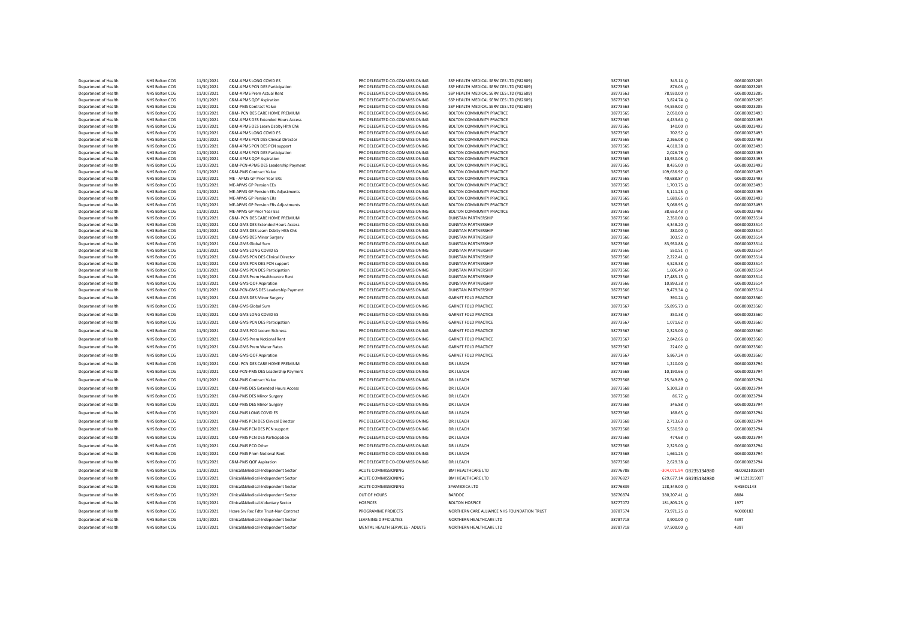| | | | | | | | | | |
|---|---|---|---|---|---|---|---|---|---|
| Department of Health | NHS Bolton CCG | 11/30/2021 | C&M-APMS LONG COVID ES | PRC DELEGATED CO-COMMISSIONING | SSP HEALTH MEDICAL SERVICES LTD (P82609) | 38773563 | 345.14 | 0 | G06000023205 |
| Department of Health | NHS Bolton CCG | 11/30/2021 | C&M-APMS PCN DES Participation | PRC DELEGATED CO-COMMISSIONING | SSP HEALTH MEDICAL SERVICES LTD (P82609) | 38773563 | 876.03 | 0 | G06000023205 |
| Department of Health | NHS Bolton CCG | 11/30/2021 | C&M-APMS Prem Actual Rent | PRC DELEGATED CO-COMMISSIONING | SSP HEALTH MEDICAL SERVICES LTD (P82609) | 38773563 | 78,930.00 | 0 | G06000023205 |
| Department of Health | NHS Bolton CCG | 11/30/2021 | C&M-APMS QOF Aspiration | PRC DELEGATED CO-COMMISSIONING | SSP HEALTH MEDICAL SERVICES LTD (P82609) | 38773563 | 3,824.74 | 0 | G06000023205 |
| Department of Health | NHS Bolton CCG | 11/30/2021 | C&M-PMS Contract Value | PRC DELEGATED CO-COMMISSIONING | SSP HEALTH MEDICAL SERVICES LTD (P82609) | 38773563 | 44,559.02 | 0 | G06000023205 |
| Department of Health | NHS Bolton CCG | 11/30/2021 | C&M- PCN DES CARE HOME PREMIUM | PRC DELEGATED CO-COMMISSIONING | BOLTON COMMUNITY PRACTICE | 38773565 | 2,050.00 | 0 | G06000023493 |
| Department of Health | NHS Bolton CCG | 11/30/2021 | C&M-APMS DES Extended Hours Access | PRC DELEGATED CO-COMMISSIONING | BOLTON COMMUNITY PRACTICE | 38773565 | 4,433.64 | 0 | G06000023493 |
| Department of Health | NHS Bolton CCG | 11/30/2021 | C&M-APMS DES Learn Dsblty Hlth Chk | PRC DELEGATED CO-COMMISSIONING | BOLTON COMMUNITY PRACTICE | 38773565 | 140.00 | 0 | G06000023493 |
| Department of Health | NHS Bolton CCG | 11/30/2021 | C&M-APMS LONG COVID ES | PRC DELEGATED CO-COMMISSIONING | BOLTON COMMUNITY PRACTICE | 38773565 | 702.52 | 0 | G06000023493 |
| Department of Health | NHS Bolton CCG | 11/30/2021 | C&M-APMS PCN DES Clinical Director | PRC DELEGATED CO-COMMISSIONING | BOLTON COMMUNITY PRACTICE | 38773565 | 2,266.08 | 0 | G06000023493 |
| Department of Health | NHS Bolton CCG | 11/30/2021 | C&M-APMS PCN DES PCN support | PRC DELEGATED CO-COMMISSIONING | BOLTON COMMUNITY PRACTICE | 38773565 | 4,618.38 | 0 | G06000023493 |
| Department of Health | NHS Bolton CCG | 11/30/2021 | C&M-APMS PCN DES Participation | PRC DELEGATED CO-COMMISSIONING | BOLTON COMMUNITY PRACTICE | 38773565 | 2,026.79 | 0 | G06000023493 |
| Department of Health | NHS Bolton CCG | 11/30/2021 | C&M-APMS QOF Aspiration | PRC DELEGATED CO-COMMISSIONING | BOLTON COMMUNITY PRACTICE | 38773565 | 10,930.08 | 0 | G06000023493 |
| Department of Health | NHS Bolton CCG | 11/30/2021 | C&M-PCN-APMS DES Leadership Payment | PRC DELEGATED CO-COMMISSIONING | BOLTON COMMUNITY PRACTICE | 38773565 | 8,435.00 | 0 | G06000023493 |
| Department of Health | NHS Bolton CCG | 11/30/2021 | C&M-PMS Contract Value | PRC DELEGATED CO-COMMISSIONING | BOLTON COMMUNITY PRACTICE | 38773565 | 109,636.92 | 0 | G06000023493 |
| Department of Health | NHS Bolton CCG | 11/30/2021 | ME - APMS GP Prior Year ERs | PRC DELEGATED CO-COMMISSIONING | BOLTON COMMUNITY PRACTICE | 38773565 | 40,688.87 | 0 | G06000023493 |
| Department of Health | NHS Bolton CCG | 11/30/2021 | ME-APMS GP Pension EEs | PRC DELEGATED CO-COMMISSIONING | BOLTON COMMUNITY PRACTICE | 38773565 | 1,703.75 | 0 | G06000023493 |
| Department of Health | NHS Bolton CCG | 11/30/2021 | ME-APMS GP Pension EEs Adjustments | PRC DELEGATED CO-COMMISSIONING | BOLTON COMMUNITY PRACTICE | 38773565 | 5,111.25 | 0 | G06000023493 |
| Department of Health | NHS Bolton CCG | 11/30/2021 | ME-APMS GP Pension ERs | PRC DELEGATED CO-COMMISSIONING | BOLTON COMMUNITY PRACTICE | 38773565 | 1,689.65 | 0 | G06000023493 |
| Department of Health | NHS Bolton CCG | 11/30/2021 | ME-APMS GP Pension ERs Adjustments | PRC DELEGATED CO-COMMISSIONING | BOLTON COMMUNITY PRACTICE | 38773565 | 5,068.95 | 0 | G06000023493 |
| Department of Health | NHS Bolton CCG | 11/30/2021 | ME-APMS GP Prior Year EEs | PRC DELEGATED CO-COMMISSIONING | BOLTON COMMUNITY PRACTICE | 38773565 | 38,653.43 | 0 | G06000023493 |
| Department of Health | NHS Bolton CCG | 11/30/2021 | C&M- PCN DES CARE HOME PREMIUM | PRC DELEGATED CO-COMMISSIONING | DUNSTAN PARTNERSHIP | 38773566 | 2,350.00 | 0 | G06000023514 |
| Department of Health | NHS Bolton CCG | 11/30/2021 | C&M-GMS DES Extended Hours Access | PRC DELEGATED CO-COMMISSIONING | DUNSTAN PARTNERSHIP | 38773566 | 4,348.20 | 0 | G06000023514 |
| Department of Health | NHS Bolton CCG | 11/30/2021 | C&M-GMS DES Learn Dsblty Hlth Chk | PRC DELEGATED CO-COMMISSIONING | DUNSTAN PARTNERSHIP | 38773566 | 280.00 | 0 | G06000023514 |
| Department of Health | NHS Bolton CCG | 11/30/2021 | C&M-GMS DES Minor Surgery | PRC DELEGATED CO-COMMISSIONING | DUNSTAN PARTNERSHIP | 38773566 | 303.52 | 0 | G06000023514 |
| Department of Health | NHS Bolton CCG | 11/30/2021 | C&M-GMS Global Sum | PRC DELEGATED CO-COMMISSIONING | DUNSTAN PARTNERSHIP | 38773566 | 83,950.88 | 0 | G06000023514 |
| Department of Health | NHS Bolton CCG | 11/30/2021 | C&M-GMS LONG COVID ES | PRC DELEGATED CO-COMMISSIONING | DUNSTAN PARTNERSHIP | 38773566 | 550.51 | 0 | G06000023514 |
| Department of Health | NHS Bolton CCG | 11/30/2021 | C&M-GMS PCN DES Clinical Director | PRC DELEGATED CO-COMMISSIONING | DUNSTAN PARTNERSHIP | 38773566 | 2,222.41 | 0 | G06000023514 |
| Department of Health | NHS Bolton CCG | 11/30/2021 | C&M-GMS PCN DES PCN support | PRC DELEGATED CO-COMMISSIONING | DUNSTAN PARTNERSHIP | 38773566 | 4,529.38 | 0 | G06000023514 |
| Department of Health | NHS Bolton CCG | 11/30/2021 | C&M-GMS PCN DES Participation | PRC DELEGATED CO-COMMISSIONING | DUNSTAN PARTNERSHIP | 38773566 | 1,606.49 | 0 | G06000023514 |
| Department of Health | NHS Bolton CCG | 11/30/2021 | C&M-GMS Prem Healthcentre Rent | PRC DELEGATED CO-COMMISSIONING | DUNSTAN PARTNERSHIP | 38773566 | 17,485.15 | 0 | G06000023514 |
| Department of Health | NHS Bolton CCG | 11/30/2021 | C&M-GMS QOF Aspiration | PRC DELEGATED CO-COMMISSIONING | DUNSTAN PARTNERSHIP | 38773566 | 10,893.38 | 0 | G06000023514 |
| Department of Health | NHS Bolton CCG | 11/30/2021 | C&M-PCN-GMS DES Leadership Payment | PRC DELEGATED CO-COMMISSIONING | DUNSTAN PARTNERSHIP | 38773566 | 9,479.34 | 0 | G06000023514 |
| Department of Health | NHS Bolton CCG | 11/30/2021 | C&M-GMS DES Minor Surgery | PRC DELEGATED CO-COMMISSIONING | GARNET FOLD PRACTICE | 38773567 | 390.24 | 0 | G06000023560 |
| Department of Health | NHS Bolton CCG | 11/30/2021 | C&M-GMS Global Sum | PRC DELEGATED CO-COMMISSIONING | GARNET FOLD PRACTICE | 38773567 | 55,895.73 | 0 | G06000023560 |
| Department of Health | NHS Bolton CCG | 11/30/2021 | C&M-GMS LONG COVID ES | PRC DELEGATED CO-COMMISSIONING | GARNET FOLD PRACTICE | 38773567 | 350.38 | 0 | G06000023560 |
| Department of Health | NHS Bolton CCG | 11/30/2021 | C&M-GMS PCN DES Participation | PRC DELEGATED CO-COMMISSIONING | GARNET FOLD PRACTICE | 38773567 | 1,071.62 | 0 | G06000023560 |
| Department of Health | NHS Bolton CCG | 11/30/2021 | C&M-GMS PCO Locum Sickness | PRC DELEGATED CO-COMMISSIONING | GARNET FOLD PRACTICE | 38773567 | 2,325.00 | 0 | G06000023560 |
| Department of Health | NHS Bolton CCG | 11/30/2021 | C&M-GMS Prem Notional Rent | PRC DELEGATED CO-COMMISSIONING | GARNET FOLD PRACTICE | 38773567 | 2,842.66 | 0 | G06000023560 |
| Department of Health | NHS Bolton CCG | 11/30/2021 | C&M-GMS Prem Water Rates | PRC DELEGATED CO-COMMISSIONING | GARNET FOLD PRACTICE | 38773567 | 224.02 | 0 | G06000023560 |
| Department of Health | NHS Bolton CCG | 11/30/2021 | C&M-GMS QOF Aspiration | PRC DELEGATED CO-COMMISSIONING | GARNET FOLD PRACTICE | 38773567 | 5,867.24 | 0 | G06000023560 |
| Department of Health | NHS Bolton CCG | 11/30/2021 | C&M- PCN DES CARE HOME PREMIUM | PRC DELEGATED CO-COMMISSIONING | DR J LEACH | 38773568 | 1,210.00 | 0 | G06000023794 |
| Department of Health | NHS Bolton CCG | 11/30/2021 | C&M-PCN-PMS DES Leadership Payment | PRC DELEGATED CO-COMMISSIONING | DR J LEACH | 38773568 | 10,190.66 | 0 | G06000023794 |
| Department of Health | NHS Bolton CCG | 11/30/2021 | C&M-PMS Contract Value | PRC DELEGATED CO-COMMISSIONING | DR J LEACH | 38773568 | 25,549.89 | 0 | G06000023794 |
| Department of Health | NHS Bolton CCG | 11/30/2021 | C&M-PMS DES Extended Hours Access | PRC DELEGATED CO-COMMISSIONING | DR J LEACH | 38773568 | 5,309.28 | 0 | G06000023794 |
| Department of Health | NHS Bolton CCG | 11/30/2021 | C&M-PMS DES Minor Surgery | PRC DELEGATED CO-COMMISSIONING | DR J LEACH | 38773568 | 86.72 | 0 | G06000023794 |
| Department of Health | NHS Bolton CCG | 11/30/2021 | C&M-PMS DES Minor Surgery | PRC DELEGATED CO-COMMISSIONING | DR J LEACH | 38773568 | 346.88 | 0 | G06000023794 |
| Department of Health | NHS Bolton CCG | 11/30/2021 | C&M-PMS LONG COVID ES | PRC DELEGATED CO-COMMISSIONING | DR J LEACH | 38773568 | 168.65 | 0 | G06000023794 |
| Department of Health | NHS Bolton CCG | 11/30/2021 | C&M-PMS PCN DES Clinical Director | PRC DELEGATED CO-COMMISSIONING | DR J LEACH | 38773568 | 2,713.63 | 0 | G06000023794 |
| Department of Health | NHS Bolton CCG | 11/30/2021 | C&M-PMS PCN DES PCN support | PRC DELEGATED CO-COMMISSIONING | DR J LEACH | 38773568 | 5,530.50 | 0 | G06000023794 |
| Department of Health | NHS Bolton CCG | 11/30/2021 | C&M-PMS PCN DES Participation | PRC DELEGATED CO-COMMISSIONING | DR J LEACH | 38773568 | 474.68 | 0 | G06000023794 |
| Department of Health | NHS Bolton CCG | 11/30/2021 | C&M-PMS PCO Other | PRC DELEGATED CO-COMMISSIONING | DR J LEACH | 38773568 | 2,325.00 | 0 | G06000023794 |
| Department of Health | NHS Bolton CCG | 11/30/2021 | C&M-PMS Prem Notional Rent | PRC DELEGATED CO-COMMISSIONING | DR J LEACH | 38773568 | 1,661.25 | 0 | G06000023794 |
| Department of Health | NHS Bolton CCG | 11/30/2021 | C&M-PMS QOF Aspiration | PRC DELEGATED CO-COMMISSIONING | DR J LEACH | 38773568 | 2,629.38 | 0 | G06000023794 |
| Department of Health | NHS Bolton CCG | 11/30/2021 | Clinical&Medical-Independent Sector | ACUTE COMMISSIONING | BMI HEALTHCARE LTD | 38776788 | -304,071.94 | GB235134980 | REC082101500T |
| Department of Health | NHS Bolton CCG | 11/30/2021 | Clinical&Medical-Independent Sector | ACUTE COMMISSIONING | BMI HEALTHCARE LTD | 38776827 | 629,677.14 | GB235134980 | IAP112101500T |
| Department of Health | NHS Bolton CCG | 11/30/2021 | Clinical&Medical-Independent Sector | ACUTE COMMISSIONING | SPAMEDICA LTD | 38776839 | 128,349.00 | 0 | NHSBOL143 |
| Department of Health | NHS Bolton CCG | 11/30/2021 | Clinical&Medical-Independent Sector | OUT OF HOURS | BARDOC | 38776874 | 380,207.41 | 0 | 8884 |
| Department of Health | NHS Bolton CCG | 11/30/2021 | Clinical&Medical-Voluntary Sector | HOSPICES | BOLTON HOSPICE | 38777072 | 181,803.25 | 0 | 1977 |
| Department of Health | NHS Bolton CCG | 11/30/2021 | Hcare Srv Rec Fdtn Trust-Non Contract | PROGRAMME PROJECTS | NORTHERN CARE ALLIANCE NHS FOUNDATION TRUST | 38787574 | 73,971.25 | 0 | N0000182 |
| Department of Health | NHS Bolton CCG | 11/30/2021 | Clinical&Medical-Independent Sector | LEARNING DIFFICULTIES | NORTHERN HEALTHCARE LTD | 38787718 | 3,900.00 | 0 | 4397 |
| Department of Health | NHS Bolton CCG | 11/30/2021 | Clinical&Medical-Independent Sector | MENTAL HEALTH SERVICES - ADULTS | NORTHERN HEALTHCARE LTD | 38787718 | 97,500.00 | 0 | 4397 |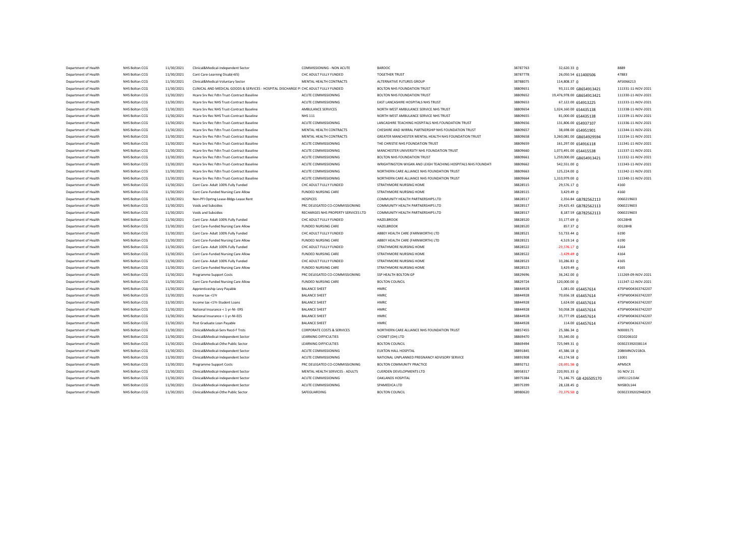| | | | | | | | | | |
|---|---|---|---|---|---|---|---|---|---|
| Department of Health | NHS Bolton CCG | 11/30/2021 | Clinical&Medical-Independent Sector | COMMISSIONING - NON ACUTE | BARDOC | 38787763 | 32,620.33 | 0 | 8889 |
| Department of Health | NHS Bolton CCG | 11/30/2021 | Cont Care-Learning Disab(<65) | CHC ADULT FULLY FUNDED | TOGETHER TRUST | 38787778 | 26,050.54 | 611400506 | 47883 |
| Department of Health | NHS Bolton CCG | 11/30/2021 | Clinical&Medical-Voluntary Sector | MENTAL HEALTH CONTRACTS | ALTERNATIVE FUTURES GROUP | 38788075 | 114,808.37 | 0 | AFSI066213 |
| Department of Health | NHS Bolton CCG | 11/30/2021 | CLINICAL AND MEDICAL GOODS & SERVICES - HOSPITAL DISCHARGE PI | CHC ADULT FULLY FUNDED | BOLTON NHS FOUNDATION TRUST | 38809651 | 93,111.00 | GB654913421 | 111331-11-NOV-2021 |
| Department of Health | NHS Bolton CCG | 11/30/2021 | Hcare Srv Rec Fdtn Trust-Contract Baseline | ACUTE COMMISSIONING | BOLTON NHS FOUNDATION TRUST | 38809652 | 19,476,978.00 | GB654913421 | 111330-11-NOV-2021 |
| Department of Health | NHS Bolton CCG | 11/30/2021 | Hcare Srv Rec NHS Trust-Contract Baseline | ACUTE COMMISSIONING | EAST LANCASHIRE HOSPITALS NHS TRUST | 38809653 | 67,122.00 | 654913225 | 111333-11-NOV-2021 |
| Department of Health | NHS Bolton CCG | 11/30/2021 | Hcare Srv Rec NHS Trust-Contract Baseline | AMBULANCE SERVICES | NORTH WEST AMBULANCE SERVICE NHS TRUST | 38809654 | 1,024,160.00 | 654435138 | 111338-11-NOV-2021 |
| Department of Health | NHS Bolton CCG | 11/30/2021 | Hcare Srv Rec NHS Trust-Contract Baseline | NHS 111 | NORTH WEST AMBULANCE SERVICE NHS TRUST | 38809655 | 81,000.00 | 654435138 | 111339-11-NOV-2021 |
| Department of Health | NHS Bolton CCG | 11/30/2021 | Hcare Srv Rec Fdtn Trust-Contract Baseline | ACUTE COMMISSIONING | LANCASHIRE TEACHING HOSPITALS NHS FOUNDATION TRUST | 38809656 | 131,806.00 | 654937107 | 111336-11-NOV-2021 |
| Department of Health | NHS Bolton CCG | 11/30/2021 | Hcare Srv Rec Fdtn Trust-Contract Baseline | MENTAL HEALTH CONTRACTS | CHESHIRE AND WIRRAL PARTNERSHIP NHS FOUNDATION TRUST | 38809657 | 38,698.00 | 654951901 | 111344-11-NOV-2021 |
| Department of Health | NHS Bolton CCG | 11/30/2021 | Hcare Srv Rec Fdtn Trust-Contract Baseline | MENTAL HEALTH CONTRACTS | GREATER MANCHESTER MENTAL HEALTH NHS FOUNDATION TRUST | 38809658 | 3,260,081.00 | GB654929594 | 111334-11-NOV-2021 |
| Department of Health | NHS Bolton CCG | 11/30/2021 | Hcare Srv Rec Fdtn Trust-Contract Baseline | ACUTE COMMISSIONING | THE CHRISTIE NHS FOUNDATION TRUST | 38809659 | 161,297.00 | 654916118 | 111341-11-NOV-2021 |
| Department of Health | NHS Bolton CCG | 11/30/2021 | Hcare Srv Rec Fdtn Trust-Contract Baseline | ACUTE COMMISSIONING | MANCHESTER UNIVERSITY NHS FOUNDATION TRUST | 38809660 | 1,073,491.00 | 654415538 | 111337-11-NOV-2021 |
| Department of Health | NHS Bolton CCG | 11/30/2021 | Hcare Srv Rec Fdtn Trust-Contract Baseline | ACUTE COMMISSIONING | BOLTON NHS FOUNDATION TRUST | 38809661 | 1,259,000.00 | GB654913421 | 111332-11-NOV-2021 |
| Department of Health | NHS Bolton CCG | 11/30/2021 | Hcare Srv Rec Fdtn Trust-Contract Baseline | ACUTE COMMISSIONING | WRIGHTINGTON WIGAN AND LEIGH TEACHING HOSPITALS NHS FOUNDATI | 38809662 | 542,551.00 | 0 | 111343-11-NOV-2021 |
| Department of Health | NHS Bolton CCG | 11/30/2021 | Hcare Srv Rec Fdtn Trust-Contract Baseline | ACUTE COMMISSIONING | NORTHERN CARE ALLIANCE NHS FOUNDATION TRUST | 38809663 | 125,224.00 | 0 | 111342-11-NOV-2021 |
| Department of Health | NHS Bolton CCG | 11/30/2021 | Hcare Srv Rec Fdtn Trust-Contract Baseline | ACUTE COMMISSIONING | NORTHERN CARE ALLIANCE NHS FOUNDATION TRUST | 38809664 | 1,310,979.00 | 0 | 111340-11-NOV-2021 |
| Department of Health | NHS Bolton CCG | 11/30/2021 | Cont Care- Adult 100% Fully Funded | CHC ADULT FULLY FUNDED | STRATHMORE NURSING HOME | 38828515 | 29,576.17 | 0 | 4160 |
| Department of Health | NHS Bolton CCG | 11/30/2021 | Cont Care-Funded Nursing Care Allow | FUNDED NURSING CARE | STRATHMORE NURSING HOME | 38828515 | 3,429.49 | 0 | 4160 |
| Department of Health | NHS Bolton CCG | 11/30/2021 | Non-PFI Oprtng Lease-Bldgs-Lease Rent | HOSPICES | COMMUNITY HEALTH PARTNERSHIPS LTD | 38828517 | 2,356.84 | GB782562113 | 0060219603 |
| Department of Health | NHS Bolton CCG | 11/30/2021 | Voids and Subsidies | PRC DELEGATED CO-COMMISSIONING | COMMUNITY HEALTH PARTNERSHIPS LTD | 38828517 | 29,425.43 | GB782562113 | 0060219603 |
| Department of Health | NHS Bolton CCG | 11/30/2021 | Voids and Subsidies | RECHARGES NHS PROPERTY SERVICES LTD | COMMUNITY HEALTH PARTNERSHIPS LTD | 38828517 | 8,187.59 | GB782562113 | 0060219603 |
| Department of Health | NHS Bolton CCG | 11/30/2021 | Cont Care- Adult 100% Fully Funded | CHC ADULT FULLY FUNDED | HAZELBROOK | 38828520 | 33,177.69 | 0 | 00128HB |
| Department of Health | NHS Bolton CCG | 11/30/2021 | Cont Care-Funded Nursing Care Allow | FUNDED NURSING CARE | HAZELBROOK | 38828520 | 857.37 | 0 | 00128HB |
| Department of Health | NHS Bolton CCG | 11/30/2021 | Cont Care- Adult 100% Fully Funded | CHC ADULT FULLY FUNDED | ABBEY HEALTH CARE (FARNWORTH) LTD | 38828521 | 53,733.44 | 0 | 6190 |
| Department of Health | NHS Bolton CCG | 11/30/2021 | Cont Care-Funded Nursing Care Allow | FUNDED NURSING CARE | ABBEY HEALTH CARE (FARNWORTH) LTD | 38828521 | 4,519.14 | 0 | 6190 |
| Department of Health | NHS Bolton CCG | 11/30/2021 | Cont Care- Adult 100% Fully Funded | CHC ADULT FULLY FUNDED | STRATHMORE NURSING HOME | 38828522 | -29,576.17 | 0 | 4164 |
| Department of Health | NHS Bolton CCG | 11/30/2021 | Cont Care-Funded Nursing Care Allow | FUNDED NURSING CARE | STRATHMORE NURSING HOME | 38828522 | -3,429.49 | 0 | 4164 |
| Department of Health | NHS Bolton CCG | 11/30/2021 | Cont Care- Adult 100% Fully Funded | CHC ADULT FULLY FUNDED | STRATHMORE NURSING HOME | 38828523 | 33,286.83 | 0 | 4165 |
| Department of Health | NHS Bolton CCG | 11/30/2021 | Cont Care-Funded Nursing Care Allow | FUNDED NURSING CARE | STRATHMORE NURSING HOME | 38828523 | 3,429.49 | 0 | 4165 |
| Department of Health | NHS Bolton CCG | 11/30/2021 | Programme Support Costs | PRC DELEGATED CO-COMMISSIONING | SSP HEALTH BOLTON GP | 38829696 | 36,242.00 | 0 | 111269-09-NOV-2021 |
| Department of Health | NHS Bolton CCG | 11/30/2021 | Cont Care-Funded Nursing Care Allow | FUNDED NURSING CARE | BOLTON COUNCIL | 38829724 | 120,000.00 | 0 | 111347-12-NOV-2021 |
| Department of Health | NHS Bolton CCG | 11/30/2021 | Apprenticeship Levy Payable | BALANCE SHEET | HMRC | 38844928 | 1,081.00 | 654457614 | 475PW004363742207 |
| Department of Health | NHS Bolton CCG | 11/30/2021 | Income tax <1Yr | BALANCE SHEET | HMRC | 38844928 | 70,656.18 | 654457614 | 475PW004363742207 |
| Department of Health | NHS Bolton CCG | 11/30/2021 | Income tax <1Yr-Student Loans | BALANCE SHEET | HMRC | 38844928 | 1,624.00 | 654457614 | 475PW004363742207 |
| Department of Health | NHS Bolton CCG | 11/30/2021 | National Insurance < 1 yr-NI- ERS | BALANCE SHEET | HMRC | 38844928 | 50,058.28 | 654457614 | 475PW004363742207 |
| Department of Health | NHS Bolton CCG | 11/30/2021 | National Insurance < 1 yr-NI-EES | BALANCE SHEET | HMRC | 38844928 | 35,777.09 | 654457614 | 475PW004363742207 |
| Department of Health | NHS Bolton CCG | 11/30/2021 | Post Graduate Loan Payable | BALANCE SHEET | HMRC | 38844928 | 114.00 | 654457614 | 475PW004363742207 |
| Department of Health | NHS Bolton CCG | 11/30/2021 | Clinical&Medical-Serv Recd-F Trsts | CORPORATE COSTS & SERVICES | NORTHERN CARE ALLIANCE NHS FOUNDATION TRUST | 38857455 | 25,386.34 | 0 | N0000171 |
| Department of Health | NHS Bolton CCG | 11/30/2021 | Clinical&Medical-Independent Sector | LEARNING DIFFICULTIES | CYGNET (DH) LTD | 38869470 | 35,340.00 | 0 | CED0206102 |
| Department of Health | NHS Bolton CCG | 11/30/2021 | Clinical&Medical-Othe Public Sector | LEARNING DIFFICULTIES | BOLTON COUNCIL | 38869494 | 725,949.31 | 0 | 003023392038114 |
| Department of Health | NHS Bolton CCG | 11/30/2021 | Clinical&Medical-Independent Sector | ACUTE COMMISSIONING | EUXTON HALL HOSPITAL | 38891845 | 45,386.18 | 0 | 208KMNOV21BOL |
| Department of Health | NHS Bolton CCG | 11/30/2021 | Clinical&Medical-Independent Sector | ACUTE COMMISSIONING | NATIONAL UNPLANNED PREGNANCY ADVISORY SERVICE | 38891908 | 43,174.58 | 0 | 11001 |
| Department of Health | NHS Bolton CCG | 11/30/2021 | Programme Support Costs | PRC DELEGATED CO-COMMISSIONING | BOLTON COMMUNITY PRACTICE | 38892712 | -28,691.56 | 0 | APMSCR |
| Department of Health | NHS Bolton CCG | 11/30/2021 | Clinical&Medical-Independent Sector | MENTAL HEALTH SERVICES - ADULTS | CUERDEN DEVELOPMENTS LTD | 38958317 | 220,955.33 | 0 | SG NOV 21 |
| Department of Health | NHS Bolton CCG | 11/30/2021 | Clinical&Medical-Independent Sector | ACUTE COMMISSIONING | OAKLANDS HOSPITAL | 38975384 | 71,146.75 | GB 426505170 | L0951121OAK |
| Department of Health | NHS Bolton CCG | 11/30/2021 | Clinical&Medical-Independent Sector | ACUTE COMMISSIONING | SPAMEDICA LTD | 38975399 | 28,128.45 | 0 | NHSBOL144 |
| Department of Health | NHS Bolton CCG | 11/30/2021 | Clinical&Medical-Othe Public Sector | SAFEGUARDING | BOLTON COUNCIL | 38980620 | -70,375.50 | 0 | 003023392029482CR |